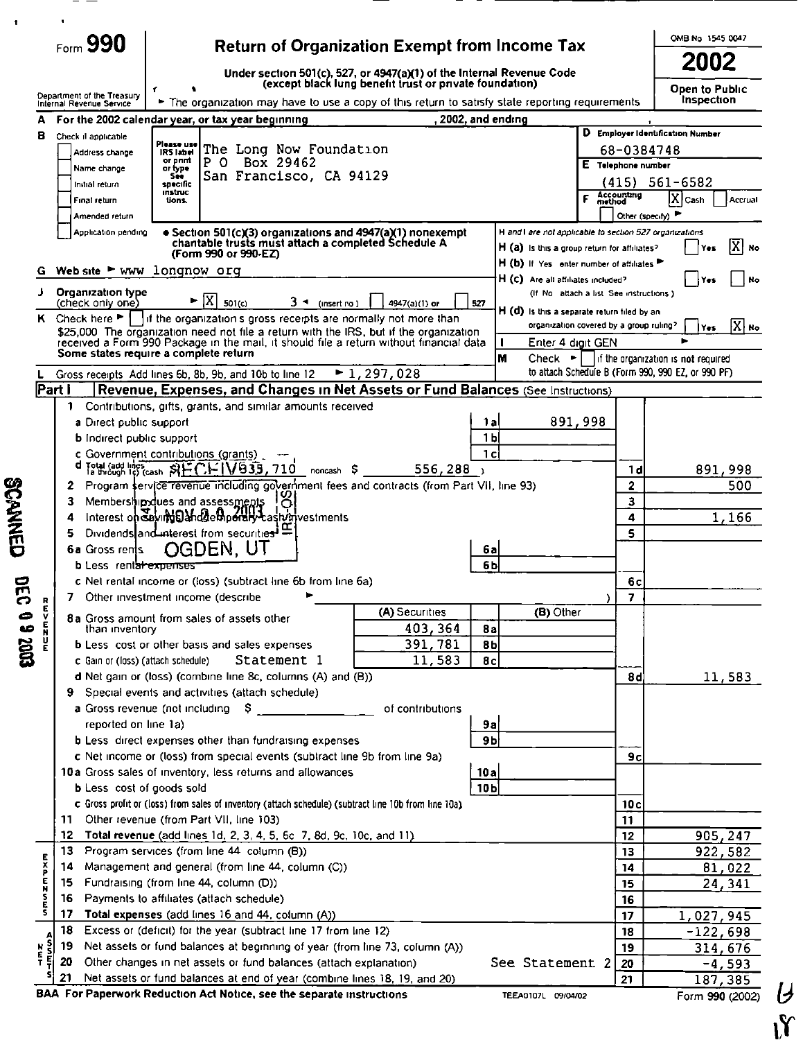Form **990**

# Return of Organization Exempt from Income Tax

OMB No 1545 0047

**2002**

Open to Public Inspection

Under section 501(c), 527, or 4947(a)(1) of the Internal Revenue Code (except black lung benefit trust or private foundation)

Department of the Treasury Internal Revenue Service

► The organization may have to use a copy of this return to satisfy state reporting requirements

**A** For the 2002 calendar year, or tax year beginning , 2002, and ending ,

**B** Check if applicable

- [ ] Address change
- [ ] Name change
- [ ] Initial return
- [ ] Final return
- [ ] Amended return
- [ ] Application pending

Please use IRS label or print or type. See specific instructions.

The Long Now Foundation
P O Box 29462
San Francisco, CA 94129

**D** Employer Identification Number: 68-0384748

**E** Telephone number: (415) 561-6582

**F** Accounting method: [X] Cash [ ] Accrual [ ] Other (specify) ►

• Section 501(c)(3) organizations and 4947(a)(1) nonexempt charitable trusts must attach a completed Schedule A (Form 990 or 990-EZ)

*H and I are not applicable to section 527 organizations*

**H (a)** Is this a group return for affiliates? [ ] Yes [X] No

**H (b)** If 'Yes' enter number of affiliates ►

**H (c)** Are all affiliates included? [ ] Yes [ ] No (If 'No' attach a list See instructions)

**H (d)** Is this a separate return filed by an organization covered by a group ruling? [ ] Yes [X] No

**G** Web site ► www longnow org

**J** Organization type (check only one) ► [X] 501(c) 3 ◄ (insert no) [ ] 4947(a)(1) or [ ] 527

**K** Check here ► [ ] if the organization's gross receipts are normally not more than $25,000 The organization need not file a return with the IRS, but if the organization received a Form 990 Package in the mail, it should file a return without financial data Some states require a complete return

**I** Enter 4 digit GEN ►

**M** Check ► [ ] if the organization is **not** required to attach Schedule B (Form 990, 990 EZ, or 990 PF)

**L** Gross receipts Add lines 6b, 8b, 9b, and 10b to line 12 ► 1,297,028

## Part I Revenue, Expenses, and Changes in Net Assets or Fund Balances (See Instructions)

### Revenue

| | | | | | |
|---|---|---|---|---|---|
| 1 | Contributions, gifts, grants, and similar amounts received | | | | |
| | a Direct public support | 1a | 891,998 | | |
| | b Indirect public support | 1b | | | |
| | c Government contributions (grants) | 1c | | | |
| | d Total (add lines 1a through 1c) (cash $ 335,710 noncash $ 556,288) | | | 1d | 891,998 |
| 2 | Program service revenue including government fees and contracts (from Part VII, line 93) | | | 2 | 500 |
| 3 | Membership dues and assessments | | | 3 | |
| 4 | Interest on savings and temporary cash investments | | | 4 | 1,166 |
| 5 | Dividends and interest from securities | | | 5 | |
| 6a | Gross rents | 6a | | | |
| | b Less rental expenses | 6b | | | |
| | c Net rental income or (loss) (subtract line 6b from line 6a) | | | 6c | |
| 7 | Other investment income (describe ► ) | | | 7 | |

| | | (A) Securities | | (B) Other | | |
|---|---|---|---|---|---|---|
| 8a | Gross amount from sales of assets other than inventory | 403,364 | 8a | | | |
| b | Less cost or other basis and sales expenses | 391,781 | 8b | | | |
| c | Gain or (loss) (attach schedule) Statement 1 | 11,583 | 8c | | | |
| d | Net gain or (loss) (combine line 8c, columns (A) and (B)) | | | | 8d | 11,583 |

| | | | | | |
|---|---|---|---|---|---|
| 9 | Special events and activities (attach schedule) | | | | |
| | a Gross revenue (not including $ ______ of contributions reported on line 1a) | 9a | | | |
| | b Less direct expenses other than fundraising expenses | 9b | | | |
| | c Net income or (loss) from special events (subtract line 9b from line 9a) | | | 9c | |
| 10a | Gross sales of inventory, less returns and allowances | 10a | | | |
| | b Less cost of goods sold | 10b | | | |
| | c Gross profit or (loss) from sales of inventory (attach schedule) (subtract line 10b from line 10a) | | | 10c | |
| 11 | Other revenue (from Part VII, line 103) | | | 11 | |
| 12 | Total revenue (add lines 1d, 2, 3, 4, 5, 6c, 7, 8d, 9c, 10c, and 11) | | | 12 | 905,247 |

### Expenses

| | | | |
|---|---|---|---|
| 13 | Program services (from line 44 column (B)) | 13 | 922,582 |
| 14 | Management and general (from line 44, column (C)) | 14 | 81,022 |
| 15 | Fundraising (from line 44, column (D)) | 15 | 24,341 |
| 16 | Payments to affiliates (attach schedule) | 16 | |
| 17 | Total expenses (add lines 16 and 44, column (A)) | 17 | 1,027,945 |

### Net Assets

| | | | |
|---|---|---|---|
| 18 | Excess or (deficit) for the year (subtract line 17 from line 12) | 18 | -122,698 |
| 19 | Net assets or fund balances at beginning of year (from line 73, column (A)) | 19 | 314,676 |
| 20 | Other changes in net assets or fund balances (attach explanation) See Statement 2 | 20 | -4,593 |
| 21 | Net assets or fund balances at end of year (combine lines 18, 19, and 20) | 21 | 187,385 |

BAA For Paperwork Reduction Act Notice, see the separate instructions TEEA0107L 09/04/02 Form 990 (2002)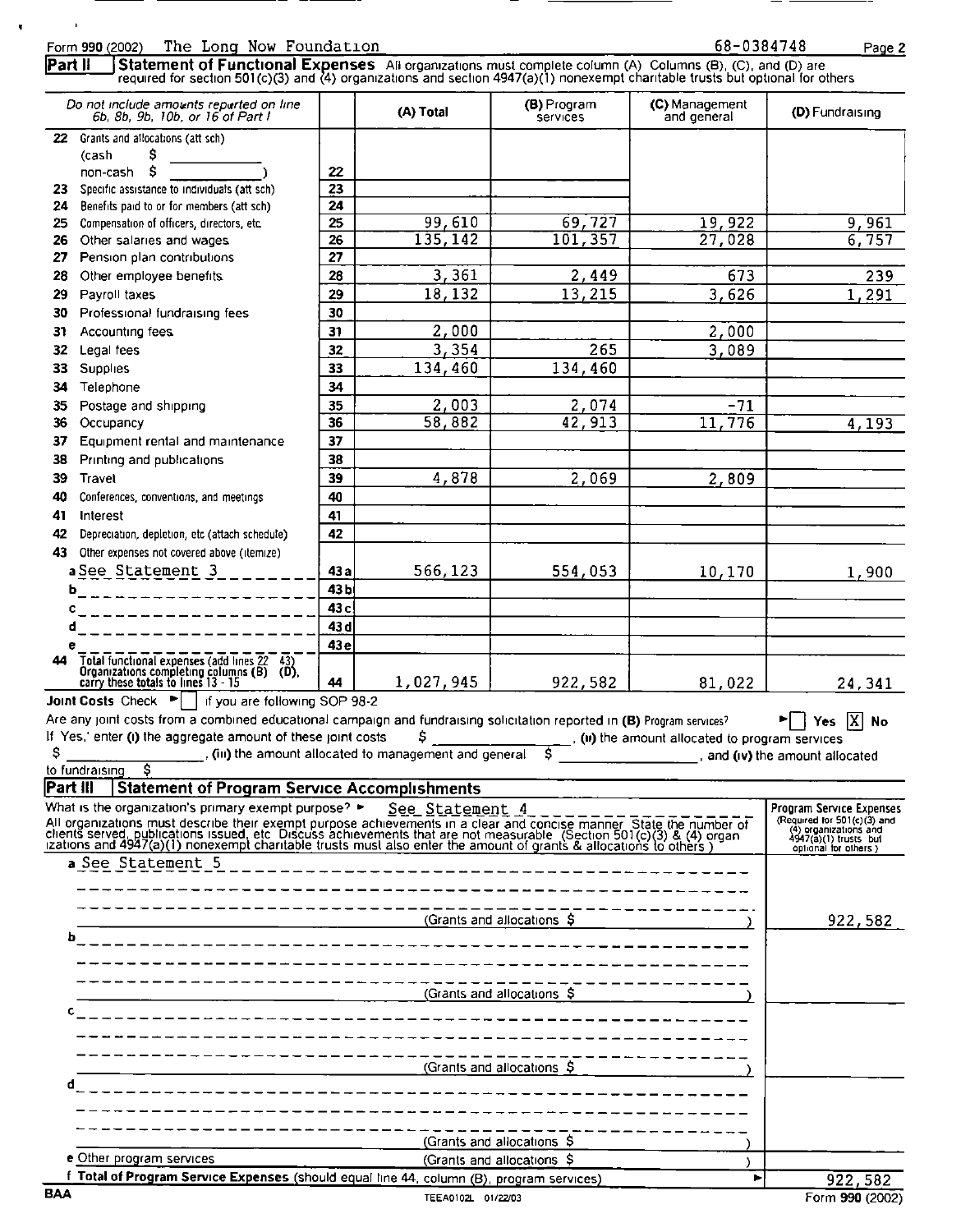Form 990 (2002) The Long Now Foundation 68-0384748 Page 2

**Part II** **Statement of Functional Expenses** All organizations must complete column (A) Columns (B), (C), and (D) are required for section 501(c)(3) and (4) organizations and section 4947(a)(1) nonexempt charitable trusts but optional for others

| *Do not include amounts reported on line 6b, 8b, 9b, 10b, or 16 of Part I* | | (A) Total | (B) Program services | (C) Management and general | (D) Fundraising |
|---|---|---|---|---|---|
| **22** Grants and allocations (att sch) (cash $ non-cash $ ) | 22 | | | | |
| **23** Specific assistance to individuals (att sch) | 23 | | | | |
| **24** Benefits paid to or for members (att sch) | 24 | | | | |
| **25** Compensation of officers, directors, etc | 25 | 99,610 | 69,727 | 19,922 | 9,961 |
| **26** Other salaries and wages | 26 | 135,142 | 101,357 | 27,028 | 6,757 |
| **27** Pension plan contributions | 27 | | | | |
| **28** Other employee benefits | 28 | 3,361 | 2,449 | 673 | 239 |
| **29** Payroll taxes | 29 | 18,132 | 13,215 | 3,626 | 1,291 |
| **30** Professional fundraising fees | 30 | | | | |
| **31** Accounting fees | 31 | 2,000 | | 2,000 | |
| **32** Legal fees | 32 | 3,354 | 265 | 3,089 | |
| **33** Supplies | 33 | 134,460 | 134,460 | | |
| **34** Telephone | 34 | | | | |
| **35** Postage and shipping | 35 | 2,003 | 2,074 | -71 | |
| **36** Occupancy | 36 | 58,882 | 42,913 | 11,776 | 4,193 |
| **37** Equipment rental and maintenance | 37 | | | | |
| **38** Printing and publications | 38 | | | | |
| **39** Travel | 39 | 4,878 | 2,069 | 2,809 | |
| **40** Conferences, conventions, and meetings | 40 | | | | |
| **41** Interest | 41 | | | | |
| **42** Depreciation, depletion, etc (attach schedule) | 42 | | | | |
| **43** Other expenses not covered above (itemize) | | | | | |
| a See Statement 3 | 43a | 566,123 | 554,053 | 10,170 | 1,900 |
| b | 43b | | | | |
| c | 43c | | | | |
| d | 43d | | | | |
| e | 43e | | | | |
| **44** Total functional expenses (add lines 22 43) Organizations completing columns (B) (D), carry these totals to lines 13 - 15 | 44 | 1,027,945 | 922,582 | 81,022 | 24,341 |

**Joint Costs** Check ► [ ] if you are following SOP 98-2

Are any joint costs from a combined educational campaign and fundraising solicitation reported in (B) Program services? ► [ ] Yes [X] No

If 'Yes,' enter (i) the aggregate amount of these joint costs $ ________, (ii) the amount allocated to program services $ ________, (iii) the amount allocated to management and general $ ________, and (iv) the amount allocated to fundraising $ ________

**Part III** **Statement of Program Service Accomplishments**

What is the organization's primary exempt purpose? ► See Statement 4

All organizations must describe their exempt purpose achievements in a clear and concise manner State the number of clients served, publications issued, etc Discuss achievements that are not measurable (Section 501(c)(3) & (4) organizations and 4947(a)(1) nonexempt charitable trusts must also enter the amount of grants & allocations to others )

| | Program Service Expenses (Required for 501(c)(3) and (4) organizations and 4947(a)(1) trusts but optional for others ) |
|---|---|
| a See Statement 5 (Grants and allocations $ ) | 922,582 |
| b (Grants and allocations $ ) | |
| c (Grants and allocations $ ) | |
| d (Grants and allocations $ ) | |
| e Other program services (Grants and allocations $ ) | |
| f **Total of Program Service Expenses** (should equal line 44, column (B), program services) ► | 922,582 |

BAA TEEA0102L 01/22/03 Form 990 (2002)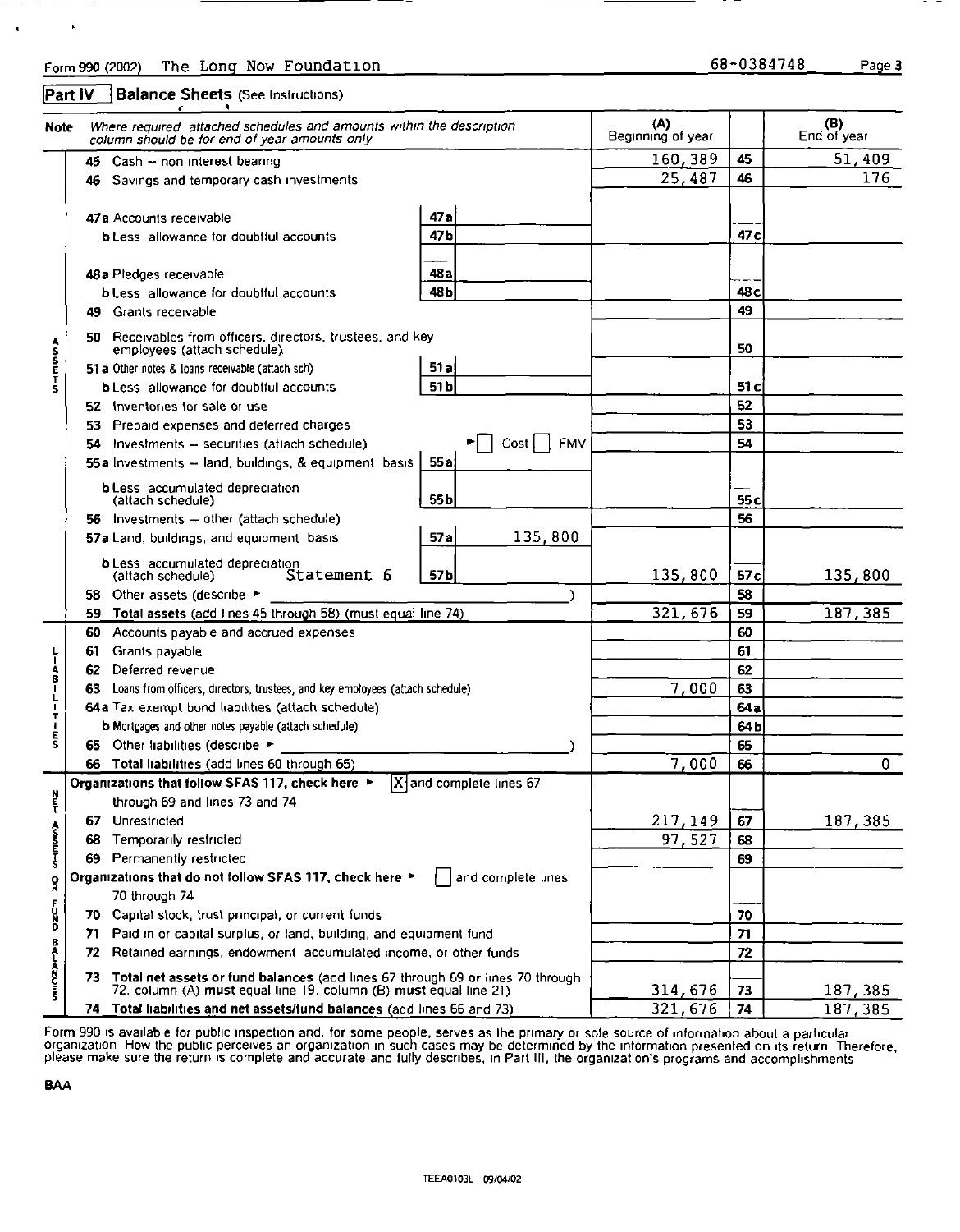Form 990 (2002) The Long Now Foundation 68-0384748 Page 3

## Part IV Balance Sheets (See Instructions)

| Note | Where required attached schedules and amounts within the description column should be for end of year amounts only | | | (A) Beginning of year | | (B) End of year |
|---|---|---|---|---|---|---|
| ASSETS | 45 Cash – non interest bearing | | | 160,389 | 45 | 51,409 |
| | 46 Savings and temporary cash investments | | | 25,487 | 46 | 176 |
| | 47a Accounts receivable | 47a | | | | |
| | b Less allowance for doubtful accounts | 47b | | | 47c | |
| | 48a Pledges receivable | 48a | | | | |
| | b Less allowance for doubtful accounts | 48b | | | 48c | |
| | 49 Grants receivable | | | | 49 | |
| | 50 Receivables from officers, directors, trustees, and key employees (attach schedule) | | | | 50 | |
| | 51a Other notes & loans receivable (attach sch) | 51a | | | | |
| | b Less allowance for doubtful accounts | 51b | | | 51c | |
| | 52 Inventories for sale or use | | | | 52 | |
| | 53 Prepaid expenses and deferred charges | | | | 53 | |
| | 54 Investments – securities (attach schedule) | ► ☐ Cost ☐ FMV | | | 54 | |
| | 55a Investments – land, buildings, & equipment basis | 55a | | | | |
| | b Less accumulated depreciation (attach schedule) | 55b | | | 55c | |
| | 56 Investments – other (attach schedule) | | | | 56 | |
| | 57a Land, buildings, and equipment basis | 57a | 135,800 | | | |
| | b Less accumulated depreciation (attach schedule) Statement 6 | 57b | | 135,800 | 57c | 135,800 |
| | 58 Other assets (describe ► ) | | | | 58 | |
| | 59 **Total assets** (add lines 45 through 58) (must equal line 74) | | | 321,676 | 59 | 187,385 |
| LIABILITIES | 60 Accounts payable and accrued expenses | | | | 60 | |
| | 61 Grants payable | | | | 61 | |
| | 62 Deferred revenue | | | | 62 | |
| | 63 Loans from officers, directors, trustees, and key employees (attach schedule) | | | 7,000 | 63 | |
| | 64a Tax exempt bond liabilities (attach schedule) | | | | 64a | |
| | b Mortgages and other notes payable (attach schedule) | | | | 64b | |
| | 65 Other liabilities (describe ► ) | | | | 65 | |
| | 66 **Total liabilities** (add lines 60 through 65) | | | 7,000 | 66 | 0 |
| NET ASSETS OR FUND BALANCES | **Organizations that follow SFAS 117, check here** ► [X] and complete lines 67 through 69 and lines 73 and 74 | | | | | |
| | 67 Unrestricted | | | 217,149 | 67 | 187,385 |
| | 68 Temporarily restricted | | | 97,527 | 68 | |
| | 69 Permanently restricted | | | | 69 | |
| | **Organizations that do not follow SFAS 117, check here** ► ☐ and complete lines 70 through 74 | | | | | |
| | 70 Capital stock, trust principal, or current funds | | | | 70 | |
| | 71 Paid in or capital surplus, or land, building, and equipment fund | | | | 71 | |
| | 72 Retained earnings, endowment accumulated income, or other funds | | | | 72 | |
| | 73 **Total net assets or fund balances** (add lines 67 through 69 or lines 70 through 72, column (A) **must** equal line 19, column (B) **must** equal line 21) | | | 314,676 | 73 | 187,385 |
| | 74 **Total liabilities and net assets/fund balances** (add lines 66 and 73) | | | 321,676 | 74 | 187,385 |

Form 990 is available for public inspection and, for some people, serves as the primary or sole source of information about a particular organization How the public perceives an organization in such cases may be determined by the information presented on its return Therefore, please make sure the return is complete and accurate and fully describes, in Part III, the organization's programs and accomplishments

BAA

TEEA0103L 09/04/02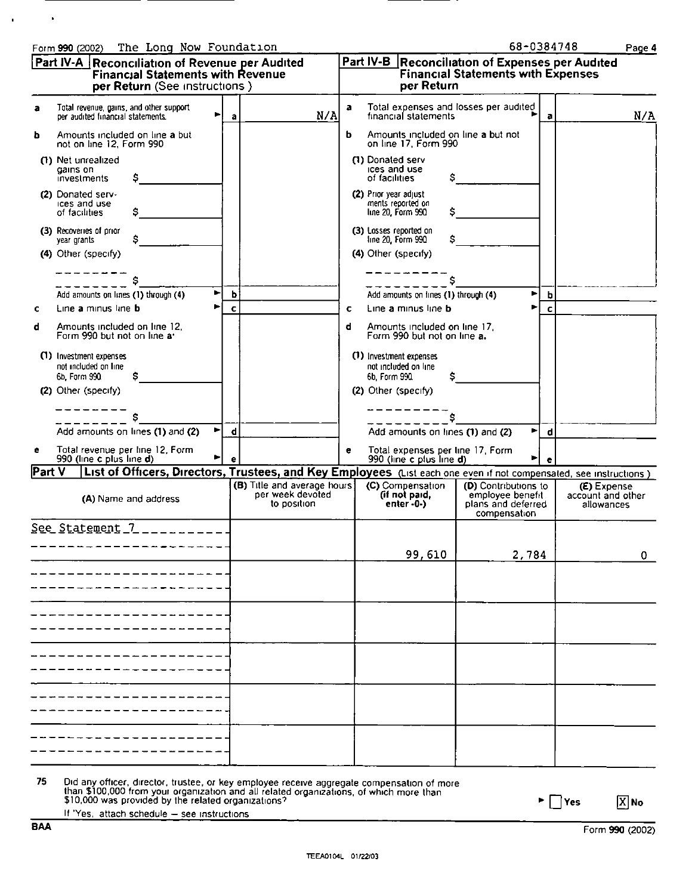Form **990** (2002) The Long Now Foundation 68-0384748

## Part IV-A Reconciliation of Revenue per Audited Financial Statements with Revenue per Return (See instructions.)

| | | | |
|---|---|---|---|
| **a** | Total revenue, gains, and other support per audited financial statements | a | N/A |
| **b** | Amounts included on line **a** but not on line 12, Form 990 | | |
| | (1) Net unrealized gains on investments $ | | |
| | (2) Donated services and use of facilities $ | | |
| | (3) Recoveries of prior year grants $ | | |
| | (4) Other (specify) $ | | |
| | Add amounts on lines (1) through (4) | b | |
| **c** | Line **a** minus line **b** | c | |
| **d** | Amounts included on line 12, Form 990 but not on line **a**: | | |
| | (1) Investment expenses not included on line 6b, Form 990 $ | | |
| | (2) Other (specify) $ | | |
| | Add amounts on lines (1) and (2) | d | |
| **e** | Total revenue per line 12, Form 990 (line **c** plus line **d**) | e | |

## Part IV-B Reconciliation of Expenses per Audited Financial Statements with Expenses per Return

| | | | |
|---|---|---|---|
| **a** | Total expenses and losses per audited financial statements | a | N/A |
| **b** | Amounts included on line **a** but not on line 17, Form 990 | | |
| | (1) Donated services and use of facilities $ | | |
| | (2) Prior year adjustments reported on line 20, Form 990 $ | | |
| | (3) Losses reported on line 20, Form 990 $ | | |
| | (4) Other (specify) $ | | |
| | Add amounts on lines (1) through (4) | b | |
| **c** | Line **a** minus line **b** | c | |
| **d** | Amounts included on line 17, Form 990 but not on line **a**. | | |
| | (1) Investment expenses not included on line 6b, Form 990 $ | | |
| | (2) Other (specify) $ | | |
| | Add amounts on lines (1) and (2) | d | |
| **e** | Total expenses per line 17, Form 990 (line **c** plus line **d**) | e | |

## Part V List of Officers, Directors, Trustees, and Key Employees (List each one even if not compensated, see instructions.)

| (A) Name and address | (B) Title and average hours per week devoted to position | (C) Compensation (if not paid, enter -0-) | (D) Contributions to employee benefit plans and deferred compensation | (E) Expense account and other allowances |
|---|---|---|---|---|
| See Statement 7 | | 99,610 | 2,784 | 0 |

**75** Did any officer, director, trustee, or key employee receive aggregate compensation of more than $100,000 from your organization and all related organizations, of which more than $10,000 was provided by the related organizations? ☐ Yes ☒ No

If 'Yes,' attach schedule — see instructions

BAA Form **990** (2002)

TEEA0104L 01/22/03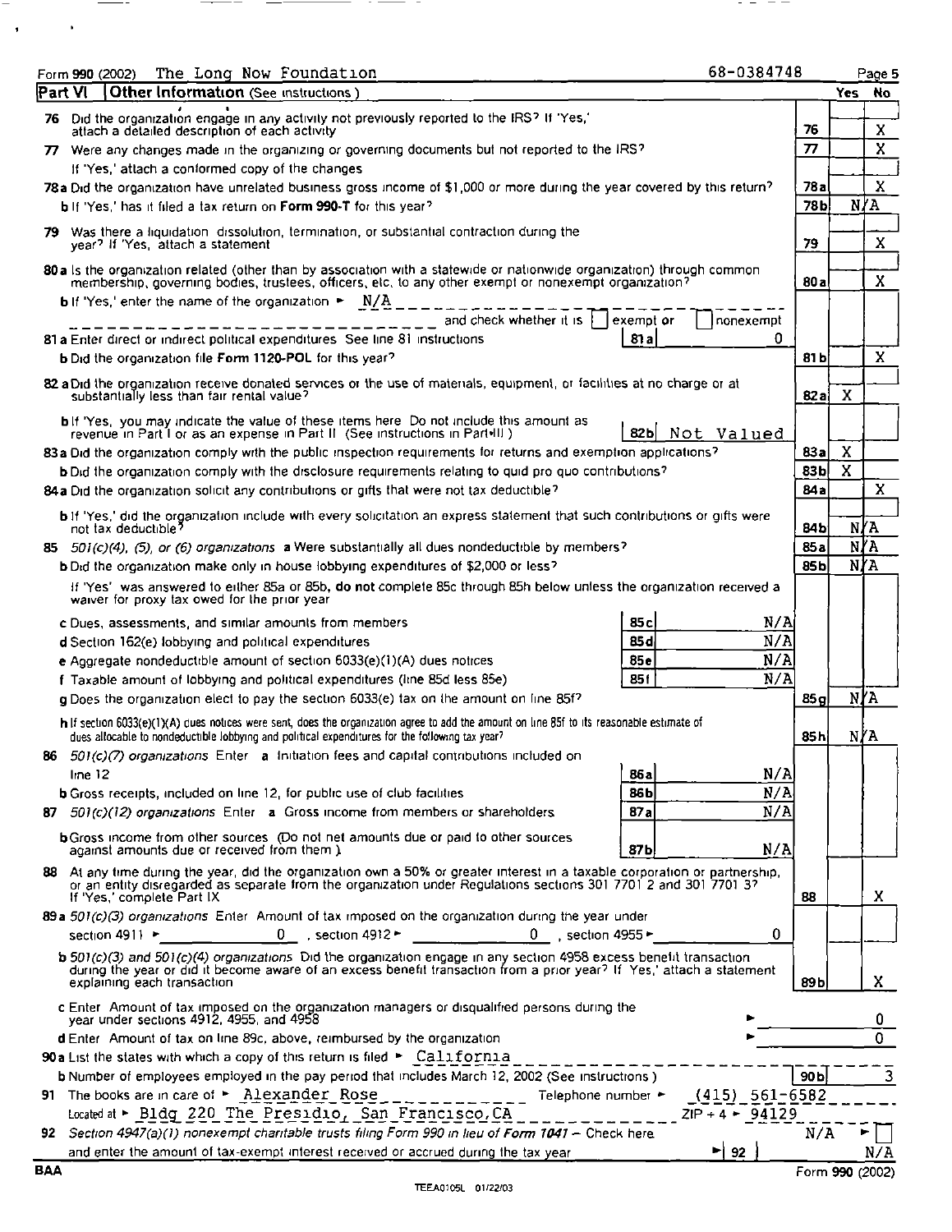Form **990** (2002) The Long Now Foundation 68-0384748

## Part VI Other Information (See instructions.)

| | | | Yes | No |
|---|---|---|---|---|
| **76** | Did the organization engage in any activity not previously reported to the IRS? If 'Yes,' attach a detailed description of each activity | 76 | | X |
| **77** | Were any changes made in the organizing or governing documents but not reported to the IRS? If 'Yes,' attach a conformed copy of the changes | 77 | | X |
| **78a** | Did the organization have unrelated business gross income of $1,000 or more during the year covered by this return? | 78a | | X |
| **b** | If 'Yes,' has it filed a tax return on **Form 990-T** for this year? | 78b | N/A | |
| **79** | Was there a liquidation, dissolution, termination, or substantial contraction during the year? If 'Yes,' attach a statement | 79 | | X |
| **80a** | Is the organization related (other than by association with a statewide or nationwide organization) through common membership, governing bodies, trustees, officers, etc. to any other exempt or nonexempt organization? | 80a | | X |
| **b** | If 'Yes,' enter the name of the organization ► N/A and check whether it is ☐ exempt or ☐ nonexempt | | | |
| **81a** | Enter direct or indirect political expenditures. See line 81 instructions — 81a: 0 | | | |
| **b** | Did the organization file **Form 1120-POL** for this year? | 81b | | X |
| **82a** | Did the organization receive donated services or the use of materials, equipment, or facilities at no charge or at substantially less than fair rental value? | 82a | X | |
| **b** | If 'Yes,' you may indicate the value of these items here. Do not include this amount as revenue in Part I or as an expense in Part II. (See instructions in Part III.) — 82b: Not Valued | | | |
| **83a** | Did the organization comply with the public inspection requirements for returns and exemption applications? | 83a | X | |
| **b** | Did the organization comply with the disclosure requirements relating to quid pro quo contributions? | 83b | X | |
| **84a** | Did the organization solicit any contributions or gifts that were not tax deductible? | 84a | | X |
| **b** | If 'Yes,' did the organization include with every solicitation an express statement that such contributions or gifts were not tax deductible? | 84b | N/A | |
| **85** | *501(c)(4), (5), or (6) organizations.* **a** Were substantially all dues nondeductible by members? | 85a | N/A | |
| **b** | Did the organization make only in house lobbying expenditures of $2,000 or less? | 85b | N/A | |
| | If 'Yes' was answered to either 85a or 85b, **do not** complete 85c through 85h below unless the organization received a waiver for proxy tax owed for the prior year. | | | |
| **c** | Dues, assessments, and similar amounts from members — 85c: N/A | | | |
| **d** | Section 162(e) lobbying and political expenditures — 85d: N/A | | | |
| **e** | Aggregate nondeductible amount of section 6033(e)(1)(A) dues notices — 85e: N/A | | | |
| **f** | Taxable amount of lobbying and political expenditures (line 85d less 85e) — 85f: N/A | | | |
| **g** | Does the organization elect to pay the section 6033(e) tax on the amount on line 85f? | 85g | N/A | |
| **h** | If section 6033(e)(1)(A) dues notices were sent, does the organization agree to add the amount on line 85f to its reasonable estimate of dues allocable to nondeductible lobbying and political expenditures for the following tax year? | 85h | N/A | |
| **86** | *501(c)(7) organizations.* Enter: **a** Initiation fees and capital contributions included on line 12 — 86a: N/A | | | |
| **b** | Gross receipts, included on line 12, for public use of club facilities — 86b: N/A | | | |
| **87** | *501(c)(12) organizations.* Enter: **a** Gross income from members or shareholders — 87a: N/A | | | |
| **b** | Gross income from other sources. (Do not net amounts due or paid to other sources against amounts due or received from them.) — 87b: N/A | | | |
| **88** | At any time during the year, did the organization own a 50% or greater interest in a taxable corporation or partnership, or an entity disregarded as separate from the organization under Regulations sections 301.7701-2 and 301.7701-3? If 'Yes,' complete Part IX | 88 | | X |
| **89a** | *501(c)(3) organizations.* Enter: Amount of tax imposed on the organization during the year under section 4911 ► 0, section 4912 ► 0, section 4955 ► 0 | | | |
| **b** | *501(c)(3) and 501(c)(4) organizations.* Did the organization engage in any section 4958 excess benefit transaction during the year or did it become aware of an excess benefit transaction from a prior year? If 'Yes,' attach a statement explaining each transaction | 89b | | X |
| **c** | Enter: Amount of tax imposed on the organization managers or disqualified persons during the year under sections 4912, 4955, and 4958 ► 0 | | | |
| **d** | Enter: Amount of tax on line 89c, above, reimbursed by the organization ► 0 | | | |

**90a** List the states with which a copy of this return is filed ► California

**b** Number of employees employed in the pay period that includes March 12, 2002 (See instructions.) — 90b: 3

**91** The books are in care of ► Alexander Rose Telephone number ► (415) 561-6582

Located at ► Bldg 220 The Presidio, San Francisco, CA ZIP + 4 ► 94129

**92** *Section 4947(a)(1) nonexempt charitable trusts filing Form 990 in lieu of Form 1041* – Check here N/A ► ☐

and enter the amount of tax-exempt interest received or accrued during the tax year ► 92 N/A

BAA Form **990** (2002)

TEEA0105L 01/22/03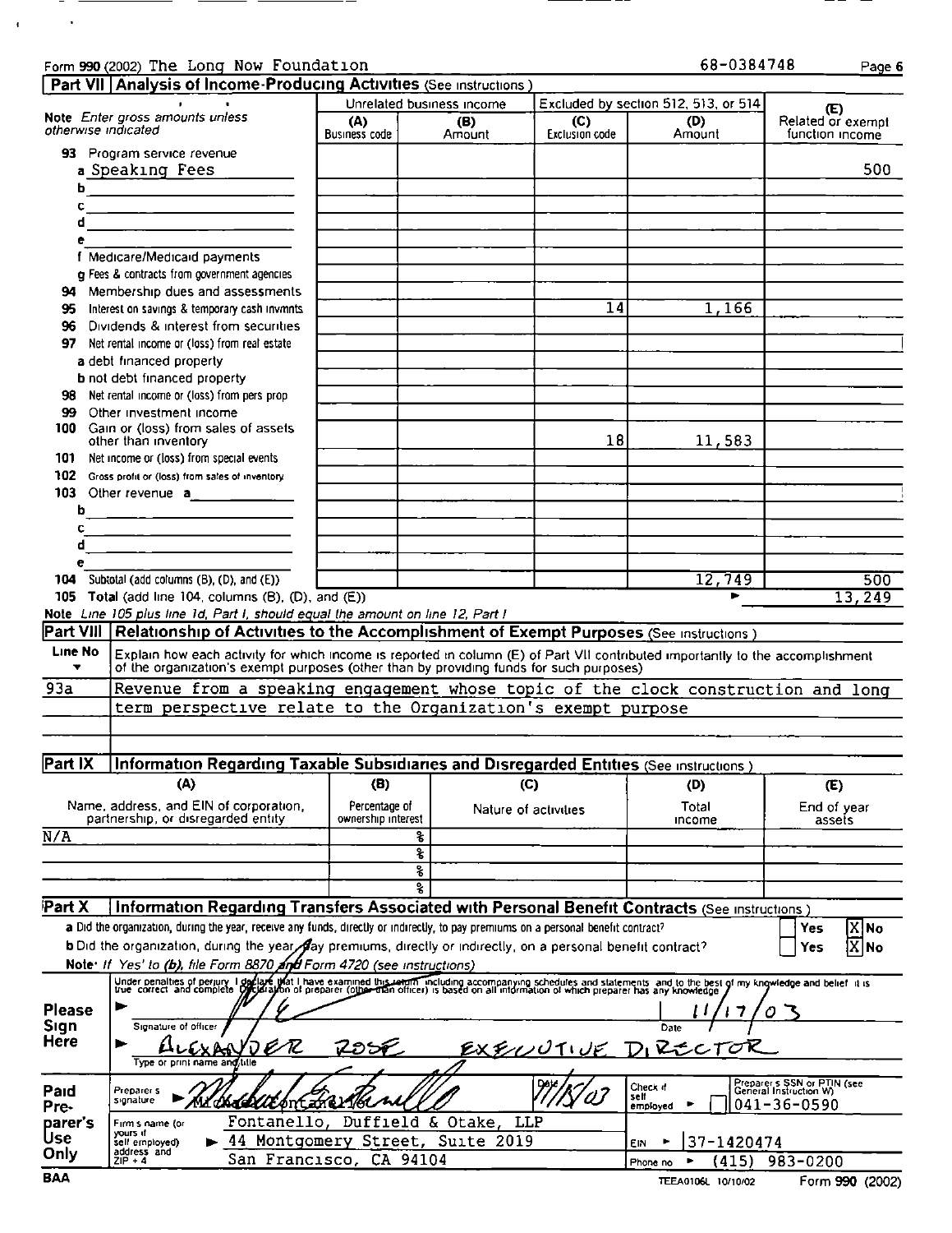Form **990** (2002) The Long Now Foundation 68-0384748

## Part VII | Analysis of Income-Producing Activities (See instructions.)

| Note *Enter gross amounts unless otherwise indicated* | Unrelated business income (A) Business code | (B) Amount | Excluded by section 512, 513, or 514 (C) Exclusion code | (D) Amount | (E) Related or exempt function income |
|---|---|---|---|---|---|
| **93** Program service revenue | | | | | |
| a Speaking Fees | | | | | 500 |
| b | | | | | |
| c | | | | | |
| d | | | | | |
| e | | | | | |
| f Medicare/Medicaid payments | | | | | |
| g Fees & contracts from government agencies | | | | | |
| **94** Membership dues and assessments | | | | | |
| **95** Interest on savings & temporary cash invmnts | | | 14 | 1,166 | |
| **96** Dividends & interest from securities | | | | | |
| **97** Net rental income or (loss) from real estate | | | | | |
| a debt financed property | | | | | |
| b not debt financed property | | | | | |
| **98** Net rental income or (loss) from pers prop | | | | | |
| **99** Other investment income | | | | | |
| **100** Gain or (loss) from sales of assets other than inventory | | | 18 | 11,583 | |
| **101** Net income or (loss) from special events | | | | | |
| **102** Gross profit or (loss) from sales of inventory | | | | | |
| **103** Other revenue a | | | | | |
| b | | | | | |
| c | | | | | |
| d | | | | | |
| e | | | | | |
| **104** Subtotal (add columns (B), (D), and (E)) | | | | 12,749 | 500 |
| **105** Total (add line 104, columns (B), (D), and (E)) | | | | ► | 13,249 |

Note *Line 105 plus line 1d, Part I, should equal the amount on line 12, Part I*

## Part VIII | Relationship of Activities to the Accomplishment of Exempt Purposes (See instructions.)

| Line No ▼ | Explain how each activity for which income is reported in column (E) of Part VII contributed importantly to the accomplishment of the organization's exempt purposes (other than by providing funds for such purposes) |
|---|---|
| 93a | Revenue from a speaking engagement whose topic of the clock construction and long term perspective relate to the Organization's exempt purpose |

## Part IX | Information Regarding Taxable Subsidiaries and Disregarded Entities (See instructions.)

| (A) Name, address, and EIN of corporation, partnership, or disregarded entity | (B) Percentage of ownership interest | (C) Nature of activities | (D) Total income | (E) End of year assets |
|---|---|---|---|---|
| N/A | % | | | |
| | % | | | |
| | % | | | |
| | % | | | |

## Part X | Information Regarding Transfers Associated with Personal Benefit Contracts (See instructions.)

**a** Did the organization, during the year, receive any funds, directly or indirectly, to pay premiums on a personal benefit contract? ☐ Yes ☒ No

**b** Did the organization, during the year, pay premiums, directly or indirectly, on a personal benefit contract? ☐ Yes ☒ No

Note: *If 'Yes' to (b), file Form 8870 and Form 4720 (see instructions).*

**Please Sign Here**

Under penalties of perjury, I declare that I have examined this return, including accompanying schedules and statements, and to the best of my knowledge and belief, it is true, correct, and complete. Declaration of preparer (other than officer) is based on all information of which preparer has any knowledge.

Signature of officer: [signature] Date: 11/17/03

ALEXANDER ROSE EXECUTIVE DIRECTOR
Type or print name and title

**Paid Preparer's Use Only**

Preparer's signature: Michael Fontanello [signature] Date: 11/18/03 Check if self employed ☐ Preparer's SSN or PTIN (see General Instruction W): 041-36-0590

Firm's name (or yours if self employed), address, and ZIP + 4: Fontanello, Duffield & Otake, LLP, 44 Montgomery Street, Suite 2019, San Francisco, CA 94104

EIN ► 37-1420474

Phone no ► (415) 983-0200

BAA TEEA0106L 10/10/02 Form **990** (2002)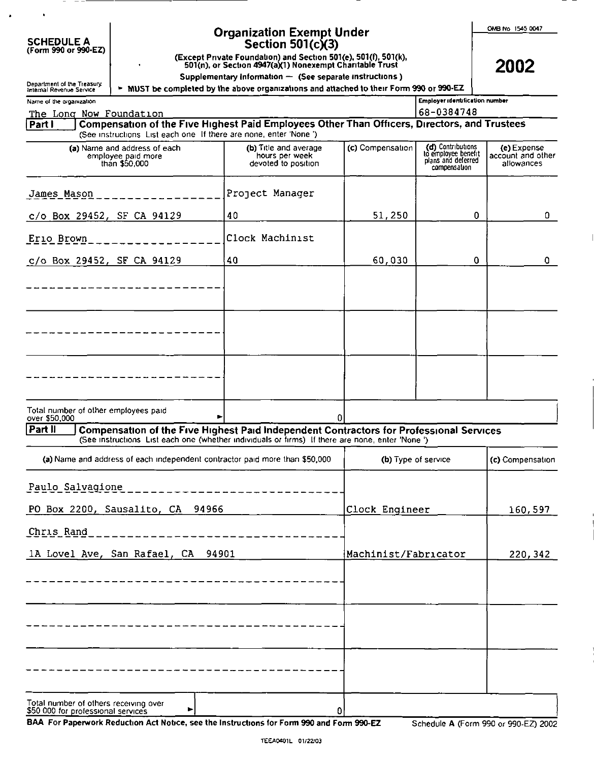**SCHEDULE A**
**(Form 990 or 990-EZ)**

Department of the Treasury
Internal Revenue Service

# Organization Exempt Under Section 501(c)(3)

**(Except Private Foundation) and Section 501(e), 501(f), 501(k), 501(n), or Section 4947(a)(1) Nonexempt Charitable Trust**

**Supplementary Information — (See separate instructions.)**

► **MUST be completed by the above organizations and attached to their Form 990 or 990-EZ**

OMB No. 1545-0047

**2002**

Name of the organization: The Long Now Foundation

Employer identification number: 68-0384748

## Part I — Compensation of the Five Highest Paid Employees Other Than Officers, Directors, and Trustees

(See instructions. List each one. If there are none, enter 'None.')

| (a) Name and address of each employee paid more than $50,000 | (b) Title and average hours per week devoted to position | (c) Compensation | (d) Contributions to employee benefit plans and deferred compensation | (e) Expense account and other allowances |
|---|---|---|---|---|
| James Mason<br>c/o Box 29452, SF CA 94129 | Project Manager<br>40 | 51,250 | 0 | 0 |
| Erio Brown<br>c/o Box 29452, SF CA 94129 | Clock Machinist<br>40 | 60,030 | 0 | 0 |
| | | | | |
| | | | | |
| | | | | |
| Total number of other employees paid over $50,000 ► | 0 | | | |

## Part II — Compensation of the Five Highest Paid Independent Contractors for Professional Services

(See instructions. List each one (whether individuals or firms). If there are none, enter 'None.')

| (a) Name and address of each independent contractor paid more than $50,000 | (b) Type of service | (c) Compensation |
|---|---|---|
| Paulo Salvagione<br>PO Box 2200, Sausalito, CA 94966 | Clock Engineer | 160,597 |
| Chris Rand<br>1A Lovel Ave, San Rafael, CA 94901 | Machinist/Fabricator | 220,342 |
| | | |
| | | |
| | | |
| Total number of others receiving over $50,000 for professional services ► 0 | | |

**BAA For Paperwork Reduction Act Notice, see the Instructions for Form 990 and Form 990-EZ.**

Schedule A (Form 990 or 990-EZ) 2002

TEEA0401L 01/22/03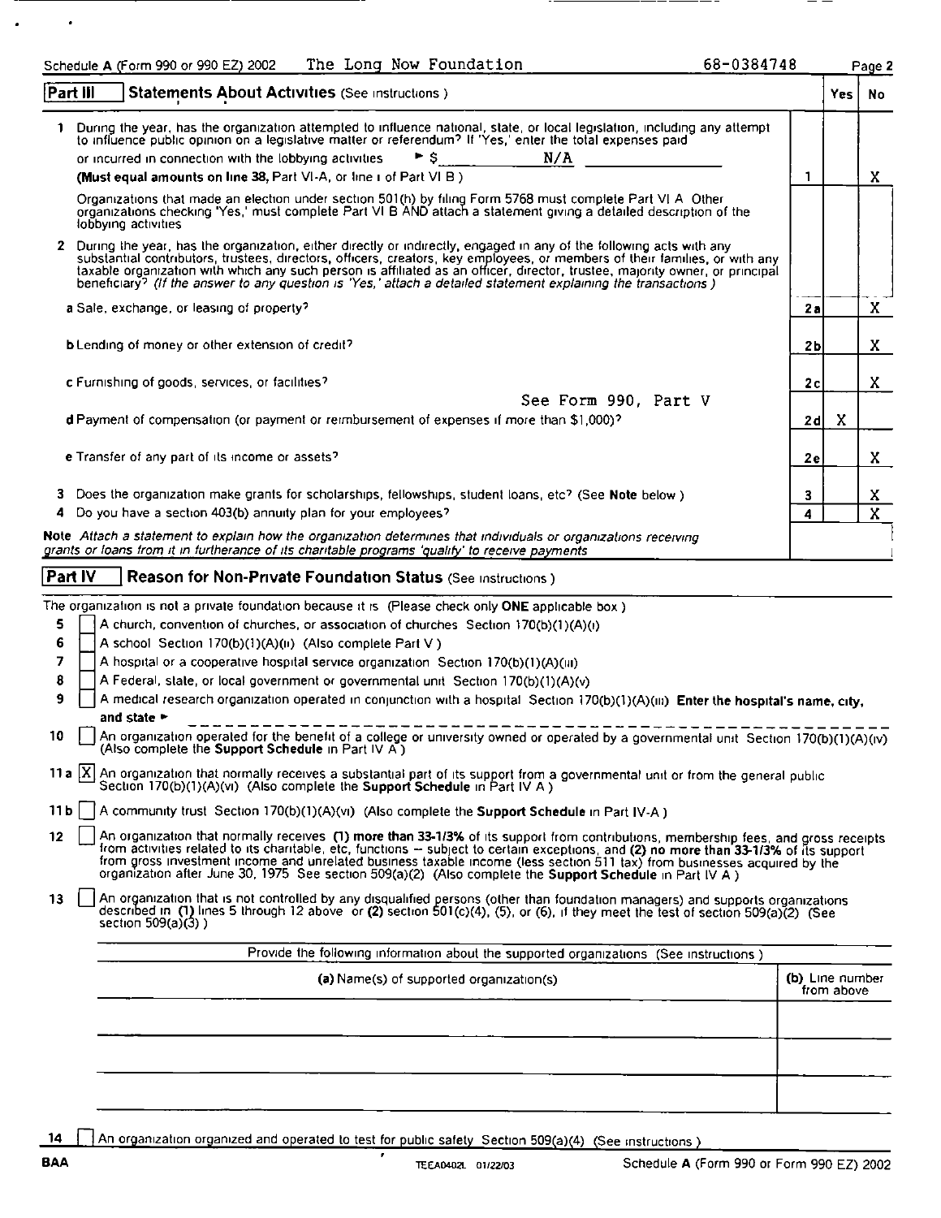Schedule A (Form 990 or 990 EZ) 2002 The Long Now Foundation 68-0384748

## Part III Statements About Activities (See instructions.)

| | | | Yes | No |
|---|---|---|---|---|
| 1 | During the year, has the organization attempted to influence national, state, or local legislation, including any attempt to influence public opinion on a legislative matter or referendum? If 'Yes,' enter the total expenses paid or incurred in connection with the lobbying activities ► $ N/A **(Must equal amounts on line 38, Part VI-A, or line i of Part VI-B.)** | 1 | | X |
| | Organizations that made an election under section 501(h) by filing Form 5768 must complete Part VI-A. Other organizations checking 'Yes,' must complete Part VI-B AND attach a statement giving a detailed description of the lobbying activities. | | | |
| 2 | During the year, has the organization, either directly or indirectly, engaged in any of the following acts with any substantial contributors, trustees, directors, officers, creators, key employees, or members of their families, or with any taxable organization with which any such person is affiliated as an officer, director, trustee, majority owner, or principal beneficiary? *(If the answer to any question is 'Yes,' attach a detailed statement explaining the transactions.)* | | | |
| | a Sale, exchange, or leasing of property? | 2a | | X |
| | b Lending of money or other extension of credit? | 2b | | X |
| | c Furnishing of goods, services, or facilities? | 2c | | X |
| | d Payment of compensation (or payment or reimbursement of expenses if more than $1,000)? See Form 990, Part V | 2d | X | |
| | e Transfer of any part of its income or assets? | 2e | | X |
| 3 | Does the organization make grants for scholarships, fellowships, student loans, etc? (See **Note** below.) | 3 | | X |
| 4 | Do you have a section 403(b) annuity plan for your employees? | 4 | | X |

**Note** *Attach a statement to explain how the organization determines that individuals or organizations receiving grants or loans from it in furtherance of its charitable programs 'qualify' to receive payments.*

## Part IV Reason for Non-Private Foundation Status (See instructions.)

The organization is not a private foundation because it is (Please check only **ONE** applicable box.)

5 [ ] A church, convention of churches, or association of churches Section 170(b)(1)(A)(i)

6 [ ] A school Section 170(b)(1)(A)(ii) (Also complete Part V.)

7 [ ] A hospital or a cooperative hospital service organization Section 170(b)(1)(A)(iii)

8 [ ] A Federal, state, or local government or governmental unit Section 170(b)(1)(A)(v)

9 [ ] A medical research organization operated in conjunction with a hospital Section 170(b)(1)(A)(iii) **Enter the hospital's name, city, and state ►**

10 [ ] An organization operated for the benefit of a college or university owned or operated by a governmental unit Section 170(b)(1)(A)(iv) (Also complete the **Support Schedule** in Part IV-A.)

11a [X] An organization that normally receives a substantial part of its support from a governmental unit or from the general public Section 170(b)(1)(A)(vi) (Also complete the **Support Schedule** in Part IV-A.)

11b [ ] A community trust Section 170(b)(1)(A)(vi) (Also complete the **Support Schedule** in Part IV-A.)

12 [ ] An organization that normally receives **(1) more than 33-1/3%** of its support from contributions, membership fees, and gross receipts from activities related to its charitable, etc, functions -- subject to certain exceptions, and **(2) no more than 33-1/3%** of its support from gross investment income and unrelated business taxable income (less section 511 tax) from businesses acquired by the organization after June 30, 1975 See section 509(a)(2) (Also complete the **Support Schedule** in Part IV-A.)

13 [ ] An organization that is not controlled by any disqualified persons (other than foundation managers) and supports organizations described in **(1)** lines 5 through 12 above or **(2)** section 501(c)(4), (5), or (6), if they meet the test of section 509(a)(2) (See section 509(a)(3).)

Provide the following information about the supported organizations (See instructions.)

| **(a)** Name(s) of supported organization(s) | **(b)** Line number from above |
|---|---|
| | |
| | |
| | |

14 [ ] An organization organized and operated to test for public safety Section 509(a)(4) (See instructions.)

BAA TEEA0402L 01/22/03 Schedule A (Form 990 or Form 990 EZ) 2002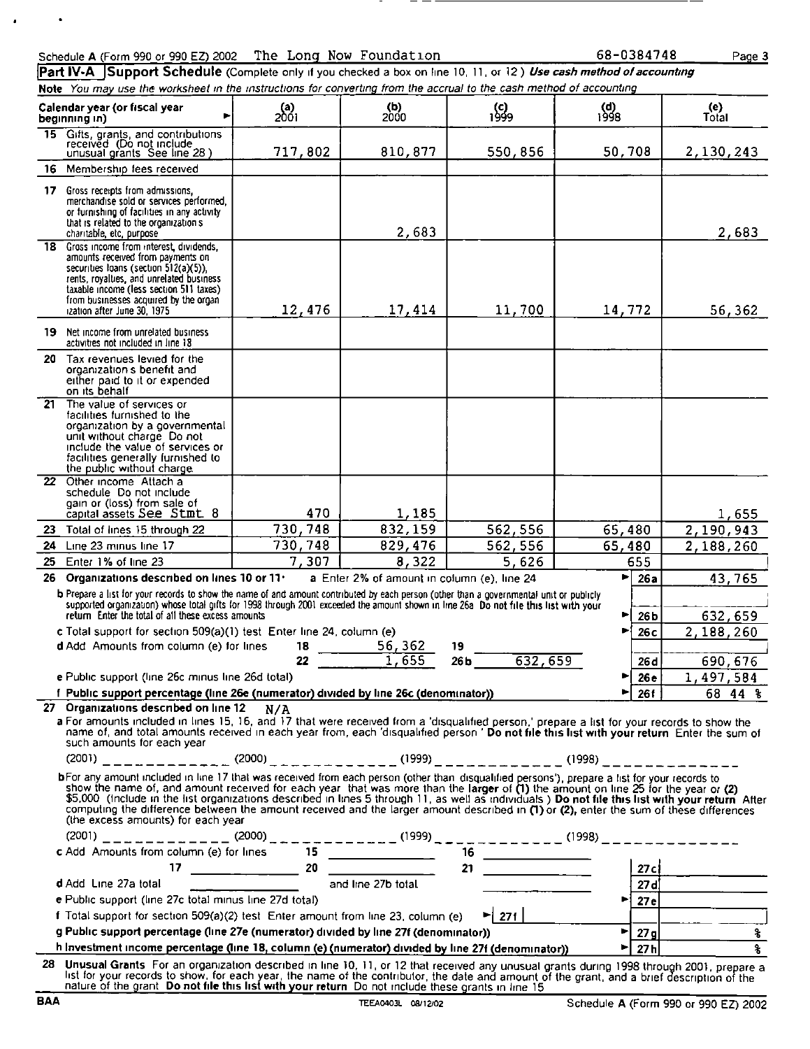Schedule A (Form 990 or 990 EZ) 2002 The Long Now Foundation 68-0384748 Page 3

**Part IV-A Support Schedule** (Complete only if you checked a box on line 10, 11, or 12 ) *Use cash method of accounting*

*Note You may use the worksheet in the instructions for converting from the accrual to the cash method of accounting*

| Calendar year (or fiscal year beginning in) | (a) 2001 | (b) 2000 | (c) 1999 | (d) 1998 | (e) Total |
|---|---|---|---|---|---|
| 15 Gifts, grants, and contributions received (Do not include unusual grants See line 28 ) | 717,802 | 810,877 | 550,856 | 50,708 | 2,130,243 |
| 16 Membership fees received | | | | | |
| 17 Gross receipts from admissions, merchandise sold or services performed, or furnishing of facilities in any activity that is related to the organization s charitable, etc, purpose | | 2,683 | | | 2,683 |
| 18 Gross income from interest, dividends, amounts received from payments on securities loans (section 512(a)(5)), rents, royalties, and unrelated business taxable income (less section 511 taxes) from businesses acquired by the organization after June 30, 1975 | 12,476 | 17,414 | 11,700 | 14,772 | 56,362 |
| 19 Net income from unrelated business activities not included in line 18 | | | | | |
| 20 Tax revenues levied for the organization s benefit and either paid to it or expended on its behalf | | | | | |
| 21 The value of services or facilities furnished to the organization by a governmental unit without charge Do not include the value of services or facilities generally furnished to the public without charge | | | | | |
| 22 Other income Attach a schedule Do not include gain or (loss) from sale of capital assets See Stmt 8 | 470 | 1,185 | | | 1,655 |
| 23 Total of lines 15 through 22 | 730,748 | 832,159 | 562,556 | 65,480 | 2,190,943 |
| 24 Line 23 minus line 17 | 730,748 | 829,476 | 562,556 | 65,480 | 2,188,260 |
| 25 Enter 1% of line 23 | 7,307 | 8,322 | 5,626 | 655 | |

**26 Organizations described on lines 10 or 11:** a Enter 2% of amount in column (e), line 24 ► 26a 43,765

b Prepare a list for your records to show the name of and amount contributed by each person (other than a governmental unit or publicly supported organization) whose total gifts for 1998 through 2001 exceeded the amount shown in line 26a Do not file this list with your return Enter the total of all these excess amounts ► 26b 632,659

c Total support for section 509(a)(1) test Enter line 24, column (e) ► 26c 2,188,260

d Add Amounts from column (e) for lines 18 56,362 19 ______ 22 1,655 26b 632,659 ► 26d 690,676

e Public support (line 26c minus line 26d total) ► 26e 1,497,584

**f Public support percentage (line 26e (numerator) divided by line 26c (denominator))** ► 26f 68 44 %

**27 Organizations described on line 12** N/A

a For amounts included in lines 15, 16, and 17 that were received from a 'disqualified person,' prepare a list for your records to show the name of, and total amounts received in each year from, each 'disqualified person ' **Do not file this list with your return** Enter the sum of such amounts for each year

(2001) ____________ (2000) ____________ (1999) ____________ (1998) ____________

b For any amount included in line 17 that was received from each person (other than disqualified persons'), prepare a list for your records to show the name of, and amount received for each year that was more than the larger of (1) the amount on line 25 for the year or (2) $5,000 (Include in the list organizations described in lines 5 through 11, as well as individuals ) **Do not file this list with your return** After computing the difference between the amount received and the larger amount described in (1) or (2), enter the sum of these differences (the excess amounts) for each year

(2001) ____________ (2000) ____________ (1999) ____________ (1998) ____________

c Add Amounts from column (e) for lines 15 ______ 16 ______ 17 ______ 20 ______ 21 ______ 27c ______

d Add Line 27a total ______ and line 27b total ______ 27d ______

e Public support (line 27c total minus line 27d total) ► 27e ______

f Total support for section 509(a)(2) test Enter amount from line 23, column (e) ► 27f ______

**g Public support percentage (line 27e (numerator) divided by line 27f (denominator))** ► 27g ______ %

**h Investment income percentage (line 18, column (e) (numerator) divided by line 27f (denominator))** ► 27h ______ %

**28 Unusual Grants** For an organization described in line 10, 11, or 12 that received any unusual grants during 1998 through 2001, prepare a list for your records to show, for each year, the name of the contributor, the date and amount of the grant, and a brief description of the nature of the grant **Do not file this list with your return** Do not include these grants in line 15

BAA TEEA0403L 08/12/02 Schedule A (Form 990 or 990 EZ) 2002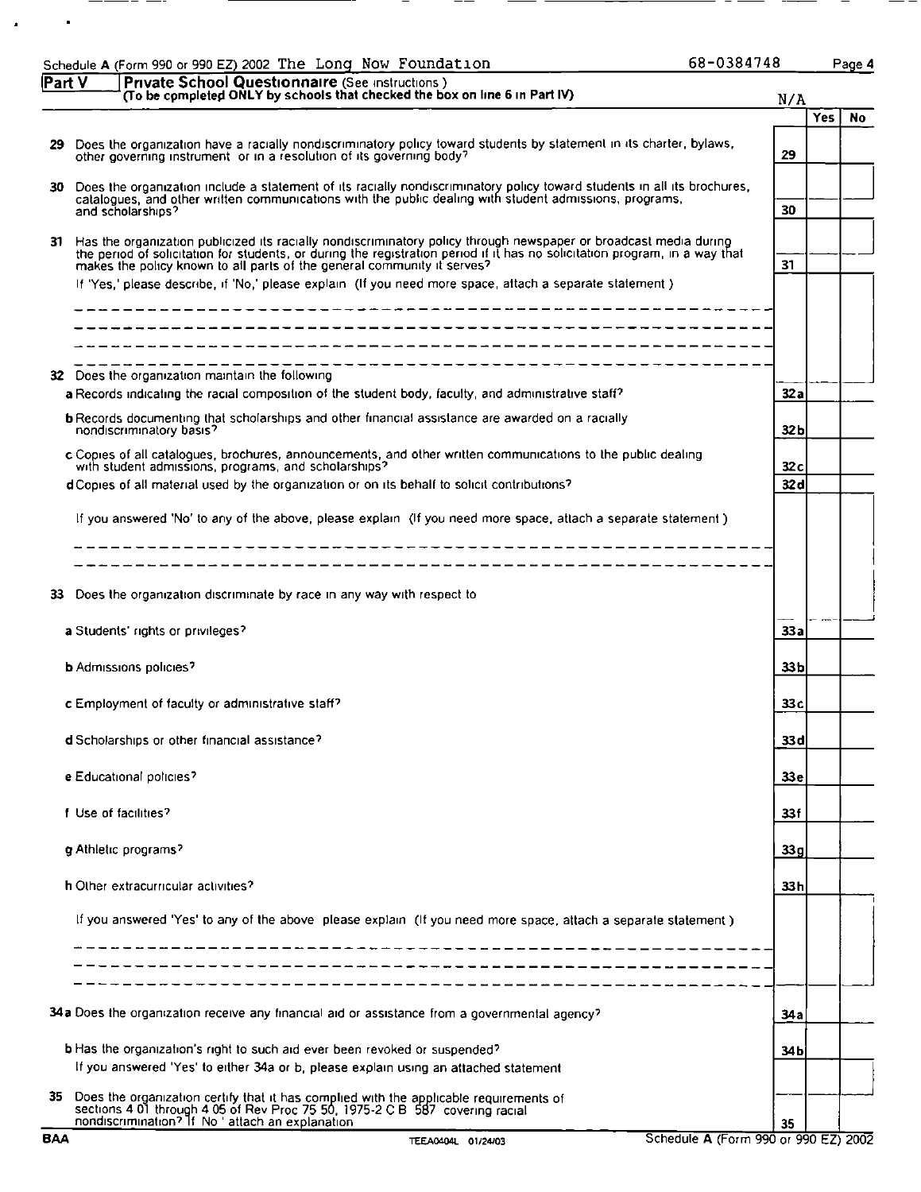Schedule A (Form 990 or 990 EZ) 2002 The Long Now Foundation 68-0384748

## Part V — Private School Questionnaire (See instructions.)

(To be completed ONLY by schools that checked the box on line 6 in Part IV)

N/A

| | | | Yes | No |
|---|---|---|---|---|
| 29 | Does the organization have a racially nondiscriminatory policy toward students by statement in its charter, bylaws, other governing instrument or in a resolution of its governing body? | 29 | | |
| 30 | Does the organization include a statement of its racially nondiscriminatory policy toward students in all its brochures, catalogues, and other written communications with the public dealing with student admissions, programs, and scholarships? | 30 | | |
| 31 | Has the organization publicized its racially nondiscriminatory policy through newspaper or broadcast media during the period of solicitation for students, or during the registration period if it has no solicitation program, in a way that makes the policy known to all parts of the general community it serves? | 31 | | |
| | If 'Yes,' please describe, if 'No,' please explain (If you need more space, attach a separate statement) | | | |
| 32 | Does the organization maintain the following | | | |
| | a Records indicating the racial composition of the student body, faculty, and administrative staff? | 32a | | |
| | b Records documenting that scholarships and other financial assistance are awarded on a racially nondiscriminatory basis? | 32b | | |
| | c Copies of all catalogues, brochures, announcements, and other written communications to the public dealing with student admissions, programs, and scholarships? | 32c | | |
| | d Copies of all material used by the organization or on its behalf to solicit contributions? | 32d | | |
| | If you answered 'No' to any of the above, please explain (If you need more space, attach a separate statement) | | | |
| 33 | Does the organization discriminate by race in any way with respect to | | | |
| | a Students' rights or privileges? | 33a | | |
| | b Admissions policies? | 33b | | |
| | c Employment of faculty or administrative staff? | 33c | | |
| | d Scholarships or other financial assistance? | 33d | | |
| | e Educational policies? | 33e | | |
| | f Use of facilities? | 33f | | |
| | g Athletic programs? | 33g | | |
| | h Other extracurricular activities? | 33h | | |
| | If you answered 'Yes' to any of the above please explain (If you need more space, attach a separate statement) | | | |
| 34 | a Does the organization receive any financial aid or assistance from a governmental agency? | 34a | | |
| | b Has the organization's right to such aid ever been revoked or suspended? | 34b | | |
| | If you answered 'Yes' to either 34a or b, please explain using an attached statement | | | |
| 35 | Does the organization certify that it has complied with the applicable requirements of sections 4 01 through 4 05 of Rev Proc 75 50, 1975-2 C B 587 covering racial nondiscrimination? If 'No' attach an explanation | 35 | | |

BAA TEEA0404L 01/24/03 Schedule A (Form 990 or 990 EZ) 2002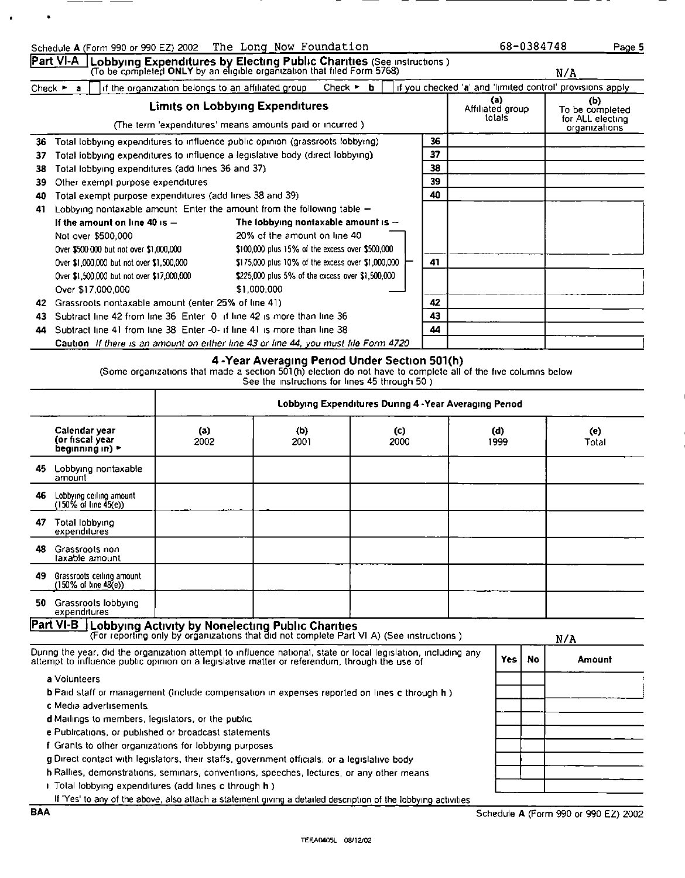Schedule A (Form 990 or 990 EZ) 2002 The Long Now Foundation 68-0384748

## Part VI-A Lobbying Expenditures by Electing Public Charities (See instructions.)

(To be completed ONLY by an eligible organization that filed Form 5768) N/A

Check ► a [ ] if the organization belongs to an affiliated group Check ► b [ ] if you checked 'a' and 'limited control' provisions apply

| Limits on Lobbying Expenditures (The term 'expenditures' means amounts paid or incurred.) | | (a) Affiliated group totals | (b) To be completed for ALL electing organizations |
|---|---|---|---|
| 36 Total lobbying expenditures to influence public opinion (grassroots lobbying) | 36 | | |
| 37 Total lobbying expenditures to influence a legislative body (direct lobbying) | 37 | | |
| 38 Total lobbying expenditures (add lines 36 and 37) | 38 | | |
| 39 Other exempt purpose expenditures | 39 | | |
| 40 Total exempt purpose expenditures (add lines 38 and 39) | 40 | | |
| 41 Lobbying nontaxable amount. Enter the amount from the following table – | 41 | | |
| 42 Grassroots nontaxable amount (enter 25% of line 41) | 42 | | |
| 43 Subtract line 42 from line 36. Enter 0 if line 42 is more than line 36 | 43 | | |
| 44 Subtract line 41 from line 38. Enter -0- if line 41 is more than line 38 | 44 | | |

| If the amount on line 40 is – | The lobbying nontaxable amount is – |
|---|---|
| Not over $500,000 | 20% of the amount on line 40 |
| Over $500,000 but not over $1,000,000 | $100,000 plus 15% of the excess over $500,000 |
| Over $1,000,000 but not over $1,500,000 | $175,000 plus 10% of the excess over $1,000,000 |
| Over $1,500,000 but not over $17,000,000 | $225,000 plus 5% of the excess over $1,500,000 |
| Over $17,000,000 | $1,000,000 |

**Caution**. *If there is an amount on either line 43 or line 44, you must file Form 4720*

### 4-Year Averaging Period Under Section 501(h)

(Some organizations that made a section 501(h) election do not have to complete all of the five columns below. See the instructions for lines 45 through 50.)

| | Lobbying Expenditures During 4-Year Averaging Period | | | | |
|---|---|---|---|---|---|
| Calendar year (or fiscal year beginning in) ► | (a) 2002 | (b) 2001 | (c) 2000 | (d) 1999 | (e) Total |
| 45 Lobbying nontaxable amount | | | | | |
| 46 Lobbying ceiling amount (150% of line 45(e)) | | | | | |
| 47 Total lobbying expenditures | | | | | |
| 48 Grassroots non taxable amount | | | | | |
| 49 Grassroots ceiling amount (150% of line 48(e)) | | | | | |
| 50 Grassroots lobbying expenditures | | | | | |

## Part VI-B Lobbying Activity by Nonelecting Public Charities

(For reporting only by organizations that did not complete Part VI A) (See instructions.) N/A

| During the year, did the organization attempt to influence national, state or local legislation, including any attempt to influence public opinion on a legislative matter or referendum, through the use of | Yes | No | Amount |
|---|---|---|---|
| a Volunteers | | | |
| b Paid staff or management (Include compensation in expenses reported on lines c through h.) | | | |
| c Media advertisements | | | |
| d Mailings to members, legislators, or the public | | | |
| e Publications, or published or broadcast statements | | | |
| f Grants to other organizations for lobbying purposes | | | |
| g Direct contact with legislators, their staffs, government officials, or a legislative body | | | |
| h Rallies, demonstrations, seminars, conventions, speeches, lectures, or any other means | | | |
| i Total lobbying expenditures (add lines c through h.) | | | |

If 'Yes' to any of the above, also attach a statement giving a detailed description of the lobbying activities

BAA Schedule A (Form 990 or 990 EZ) 2002

TEEA0405L 08/12/02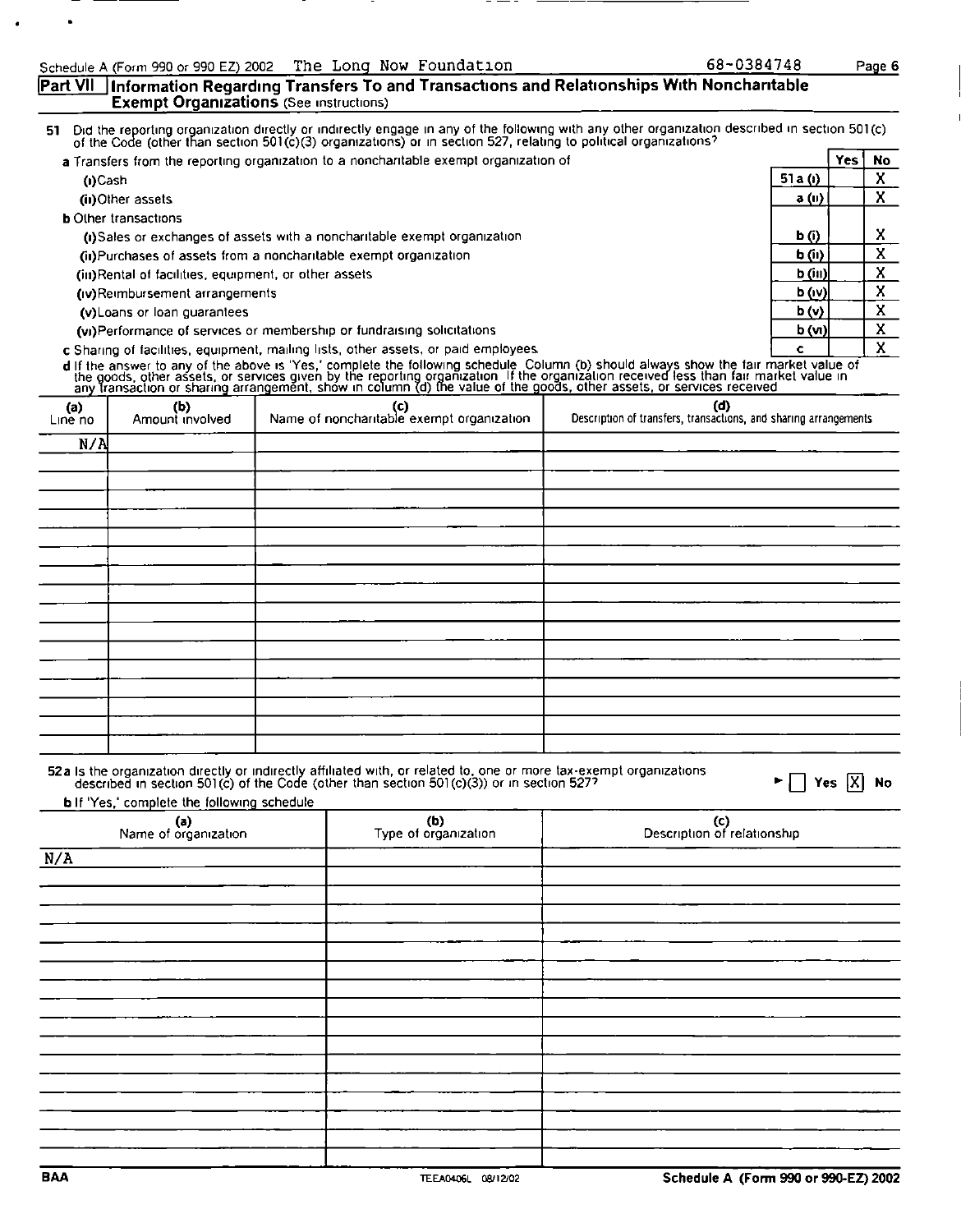Schedule A (Form 990 or 990 EZ) 2002 The Long Now Foundation 68-0384748

## Part VII Information Regarding Transfers To and Transactions and Relationships With Noncharitable Exempt Organizations (See instructions)

51 Did the reporting organization directly or indirectly engage in any of the following with any other organization described in section 501(c) of the Code (other than section 501(c)(3) organizations) or in section 527, relating to political organizations?

| | | Yes | No |
|---|---|---|---|
| **a** Transfers from the reporting organization to a noncharitable exempt organization of | | | |
| (i) Cash | 51a (i) | | X |
| (ii) Other assets | a (ii) | | X |
| **b** Other transactions | | | |
| (i) Sales or exchanges of assets with a noncharitable exempt organization | b (i) | | X |
| (ii) Purchases of assets from a noncharitable exempt organization | b (ii) | | X |
| (iii) Rental of facilities, equipment, or other assets | b (iii) | | X |
| (iv) Reimbursement arrangements | b (iv) | | X |
| (v) Loans or loan guarantees | b (v) | | X |
| (vi) Performance of services or membership or fundraising solicitations | b (vi) | | X |
| **c** Sharing of facilities, equipment, mailing lists, other assets, or paid employees. | c | | X |

**d** If the answer to any of the above is 'Yes,' complete the following schedule Column (b) should always show the fair market value of the goods, other assets, or services given by the reporting organization If the organization received less than fair market value in any transaction or sharing arrangement, show in column (d) the value of the goods, other assets, or services received

| (a) Line no | (b) Amount involved | (c) Name of noncharitable exempt organization | (d) Description of transfers, transactions, and sharing arrangements |
|---|---|---|---|
| N/A | | | |

52a Is the organization directly or indirectly affiliated with, or related to, one or more tax-exempt organizations described in section 501(c) of the Code (other than section 501(c)(3)) or in section 527? ☐ Yes ☒ No

**b** If 'Yes,' complete the following schedule

| (a) Name of organization | (b) Type of organization | (c) Description of relationship |
|---|---|---|
| N/A | | |

BAA TEEA0406L 08/12/02 Schedule A (Form 990 or 990-EZ) 2002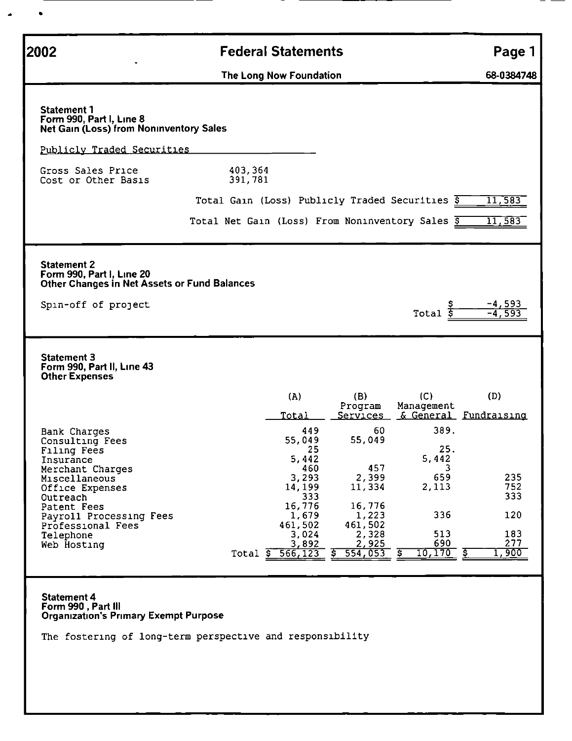# 2002 Federal Statements

**The Long Now Foundation** — 68-0384748

### Statement 1
**Form 990, Part I, Line 8**
**Net Gain (Loss) from Noninventory Sales**

Publicly Traded Securities

| | |
|---|---|
| Gross Sales Price | 403,364 |
| Cost or Other Basis | 391,781 |

Total Gain (Loss) Publicly Traded Securities $ 11,583

Total Net Gain (Loss) From Noninventory Sales $ 11,583

### Statement 2
**Form 990, Part I, Line 20**
**Other Changes in Net Assets or Fund Balances**

| | |
|---|---|
| Spin-off of project | $ -4,593 |
| Total | $ -4,593 |

### Statement 3
**Form 990, Part II, Line 43**
**Other Expenses**

| | (A) Total | (B) Program Services | (C) Management & General | (D) Fundraising |
|---|---|---|---|---|
| Bank Charges | 449 | 60 | 389. | |
| Consulting Fees | 55,049 | 55,049 | | |
| Filing Fees | 25 | | 25. | |
| Insurance | 5,442 | | 5,442 | |
| Merchant Charges | 460 | 457 | 3 | |
| Miscellaneous | 3,293 | 2,399 | 659 | 235 |
| Office Expenses | 14,199 | 11,334 | 2,113 | 752 |
| Outreach | 333 | | | 333 |
| Patent Fees | 16,776 | 16,776 | | |
| Payroll Processing Fees | 1,679 | 1,223 | 336 | 120 |
| Professional Fees | 461,502 | 461,502 | | |
| Telephone | 3,024 | 2,328 | 513 | 183 |
| Web Hosting | 3,892 | 2,925 | 690 | 277 |
| Total | $ 566,123 | $ 554,053 | $ 10,170 | $ 1,900 |

### Statement 4
**Form 990 , Part III**
**Organization's Primary Exempt Purpose**

The fostering of long-term perspective and responsibility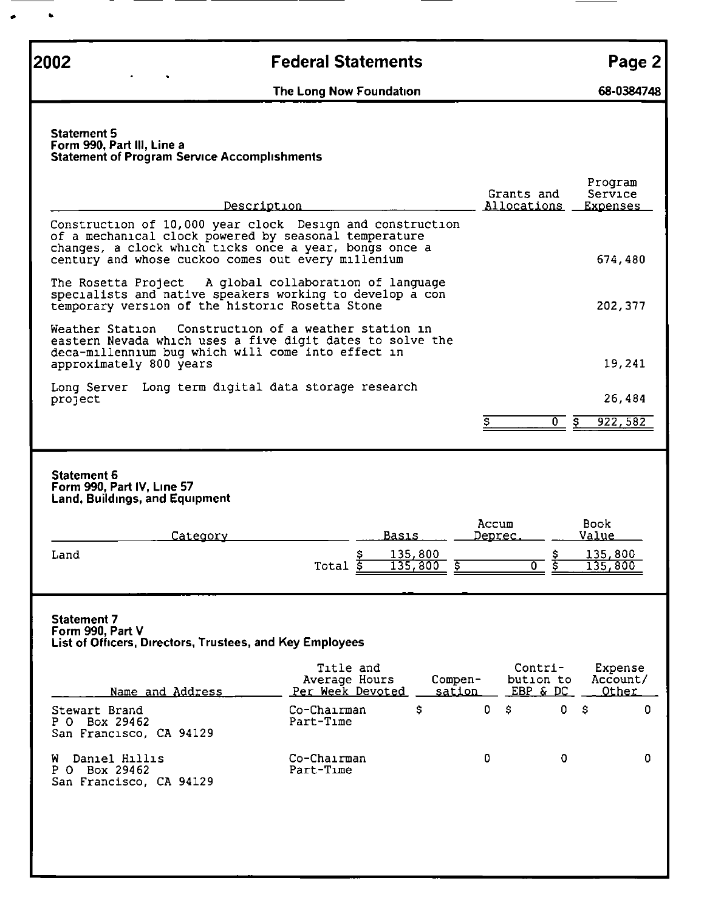# 2002 Federal Statements

**The Long Now Foundation** — **68-0384748**

### Statement 5
**Form 990, Part III, Line a**
**Statement of Program Service Accomplishments**

| Description | Grants and Allocations | Program Service Expenses |
|---|---|---|
| Construction of 10,000 year clock Design and construction of a mechanical clock powered by seasonal temperature changes, a clock which ticks once a year, bongs once a century and whose cuckoo comes out every millenium | | 674,480 |
| The Rosetta Project A global collaboration of language specialists and native speakers working to develop a con temporary version of the historic Rosetta Stone | | 202,377 |
| Weather Station Construction of a weather station in eastern Nevada which uses a five digit dates to solve the deca-millennium bug which will come into effect in approximately 800 years | | 19,241 |
| Long Server Long term digital data storage research project | | 26,484 |
| | $ 0 | $ 922,582 |

### Statement 6
**Form 990, Part IV, Line 57**
**Land, Buildings, and Equipment**

| Category | Basis | Accum Deprec. | Book Value |
|---|---|---|---|
| Land | $ 135,800 | | $ 135,800 |
| Total | $ 135,800 | $ 0 | $ 135,800 |

### Statement 7
**Form 990, Part V**
**List of Officers, Directors, Trustees, and Key Employees**

| Name and Address | Title and Average Hours Per Week Devoted | Compensation | Contribution to EBP & DC | Expense Account/ Other |
|---|---|---|---|---|
| Stewart Brand<br>P O Box 29462<br>San Francisco, CA 94129 | Co-Chairman<br>Part-Time | $ 0 | $ 0 | $ 0 |
| W Daniel Hillis<br>P O Box 29462<br>San Francisco, CA 94129 | Co-Chairman<br>Part-Time | 0 | 0 | 0 |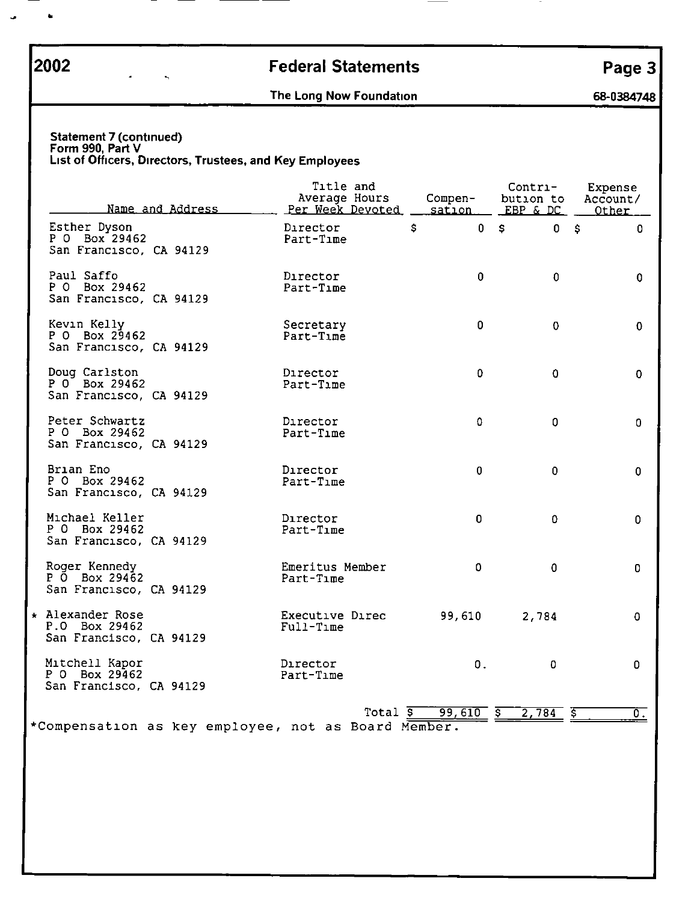**2002 Federal Statements Page 3**

**The Long Now Foundation 68-0384748**

**Statement 7 (continued)**
**Form 990, Part V**
**List of Officers, Directors, Trustees, and Key Employees**

| Name and Address | Title and Average Hours Per Week Devoted | Compen-sation | Contri-bution to EBP & DC | Expense Account/ Other |
|---|---|---|---|---|
| Esther Dyson<br>P O Box 29462<br>San Francisco, CA 94129 | Director<br>Part-Time | $ 0 | $ 0 | $ 0 |
| Paul Saffo<br>P O Box 29462<br>San Francisco, CA 94129 | Director<br>Part-Time | 0 | 0 | 0 |
| Kevin Kelly<br>P O Box 29462<br>San Francisco, CA 94129 | Secretary<br>Part-Time | 0 | 0 | 0 |
| Doug Carlston<br>P O Box 29462<br>San Francisco, CA 94129 | Director<br>Part-Time | 0 | 0 | 0 |
| Peter Schwartz<br>P O Box 29462<br>San Francisco, CA 94129 | Director<br>Part-Time | 0 | 0 | 0 |
| Brian Eno<br>P O Box 29462<br>San Francisco, CA 94129 | Director<br>Part-Time | 0 | 0 | 0 |
| Michael Keller<br>P O Box 29462<br>San Francisco, CA 94129 | Director<br>Part-Time | 0 | 0 | 0 |
| Roger Kennedy<br>P O Box 29462<br>San Francisco, CA 94129 | Emeritus Member<br>Part-Time | 0 | 0 | 0 |
| * Alexander Rose<br>P.O Box 29462<br>San Francisco, CA 94129 | Executive Direc<br>Full-Time | 99,610 | 2,784 | 0 |
| Mitchell Kapor<br>P O Box 29462<br>San Francisco, CA 94129 | Director<br>Part-Time | 0. | 0 | 0 |
| | Total | $ 99,610 | $ 2,784 | $ 0. |

*Compensation as key employee, not as Board Member.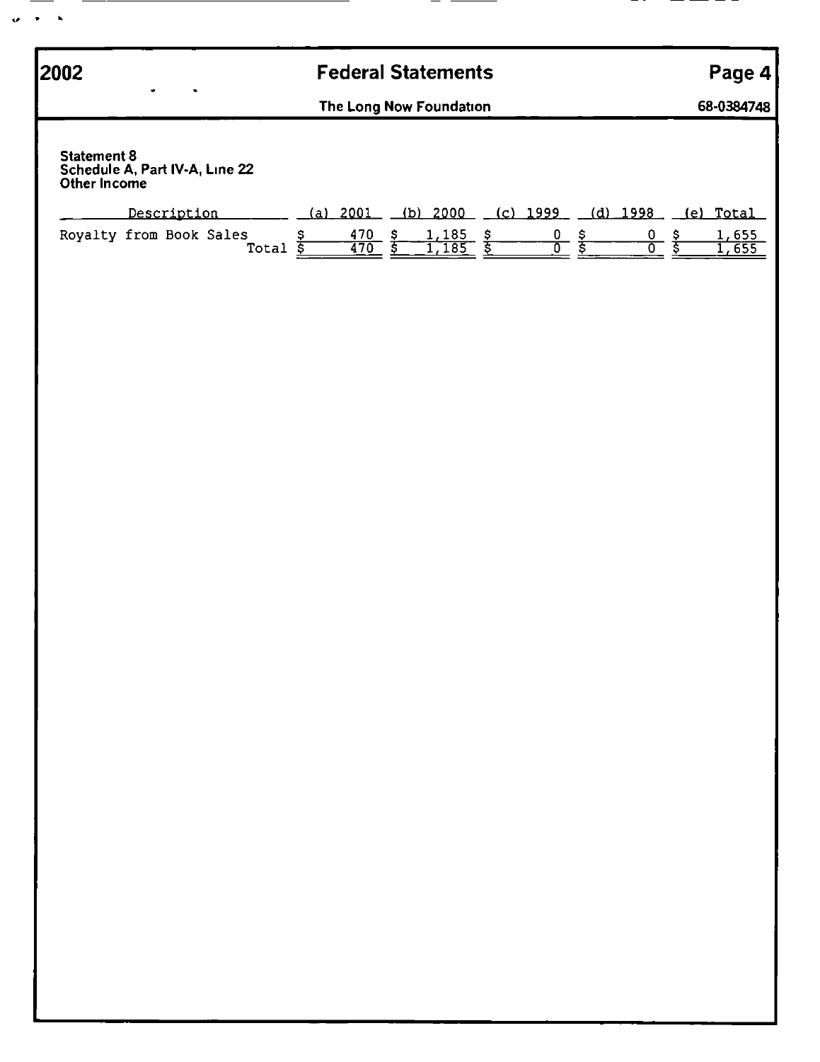| 2002 | Federal Statements | Page 4 |
|---|---|---|
| | The Long Now Foundation | 68-0384748 |

**Statement 8**
**Schedule A, Part IV-A, Line 22**
**Other Income**

| Description | (a) 2001 | (b) 2000 | (c) 1999 | (d) 1998 | (e) Total |
|---|---|---|---|---|---|
| Royalty from Book Sales | $ 470 | $ 1,185 | $ 0 | $ 0 | $ 1,655 |
| Total | $ 470 | $ 1,185 | $ 0 | $ 0 | $ 1,655 |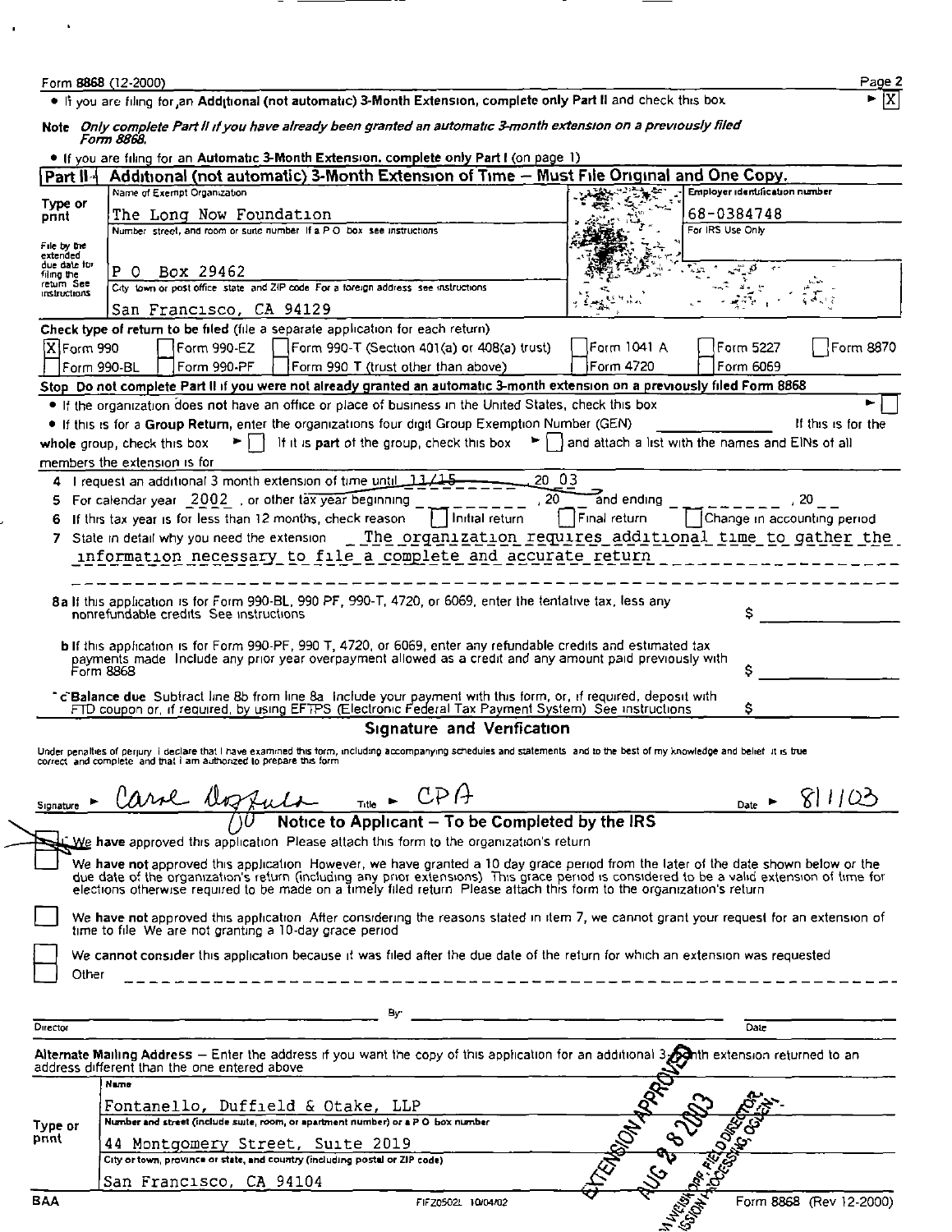Form 8868 (12-2000)

• If you are filing for an Additional (not automatic) 3-Month Extension, complete only Part II and check this box ► [X]

**Note** *Only complete Part II if you have already been granted an automatic 3-month extension on a previously filed Form 8868.*

• If you are filing for an **Automatic 3-Month Extension**, complete only Part I (on page 1)

## Part II — Additional (not automatic) 3-Month Extension of Time – Must File Original and One Copy.

Type or print

File by the extended due date for filing the return See instructions

Name of Exempt Organization: The Long Now Foundation

Employer identification number: 68-0384748

Number street, and room or suite number If a P O box see instructions: P O Box 29462

For IRS Use Only

City town or post office state and ZIP code For a foreign address see instructions: San Francisco, CA 94129

**Check type of return to be filed** (file a separate application for each return)

[X] Form 990 [ ] Form 990-EZ [ ] Form 990-T (Section 401(a) or 408(a) trust) [ ] Form 1041 A [ ] Form 5227 [ ] Form 8870
[ ] Form 990-BL [ ] Form 990-PF [ ] Form 990 T (trust other than above) [ ] Form 4720 [ ] Form 6069

**Stop Do not complete Part II if you were not already granted an automatic 3-month extension on a previously filed Form 8868**

• If the organization does **not** have an office or place of business in the United States, check this box ► [ ]

• If this is for a **Group Return**, enter the organizations four digit Group Exemption Number (GEN) ______ If this is for the whole group, check this box ► [ ] If it is **part** of the group, check this box ► [ ] and attach a list with the names and EINs of all members the extension is for

4 I request an additional 3 month extension of time until 11/15, 20 03

5 For calendar year 2002, or other tax year beginning ______, 20 __ and ending ______, 20 __

6 If this tax year is for less than 12 months, check reason [ ] Initial return [ ] Final return [ ] Change in accounting period

7 State in detail why you need the extension The organization requires additional time to gather the information necessary to file a complete and accurate return

8a If this application is for Form 990-BL, 990 PF, 990-T, 4720, or 6069, enter the tentative tax, less any nonrefundable credits See instructions $

b If this application is for Form 990-PF, 990 T, 4720, or 6069, enter any refundable credits and estimated tax payments made Include any prior year overpayment allowed as a credit and any amount paid previously with Form 8868 $

c **Balance due** Subtract line 8b from line 8a Include your payment with this form, or, if required, deposit with FTD coupon or, if required, by using EFTPS (Electronic Federal Tax Payment System) See instructions $

### Signature and Verification

Under penalties of perjury I declare that I have examined this form, including accompanying schedules and statements and to the best of my knowledge and belief it is true correct and complete and that I am authorized to prepare this form

Signature ► Carol Dozzuto Title ► CPA Date ► 8/1/03

### Notice to Applicant – To be Completed by the IRS

[X] We **have** approved this application Please attach this form to the organization's return

[ ] We **have not** approved this application However, we have granted a 10 day grace period from the later of the date shown below or the due date of the organization's return (including any prior extensions) This grace period is considered to be a valid extension of time for elections otherwise required to be made on a timely filed return Please attach this form to the organization's return

[ ] We **have not** approved this application After considering the reasons stated in item 7, we cannot grant your request for an extension of time to file We are not granting a 10-day grace period

[ ] We **cannot consider** this application because it was filed after the due date of the return for which an extension was requested

[ ] Other

Director ______ By: ______ Date ______

**Alternate Mailing Address** – Enter the address if you want the copy of this application for an additional 3-month extension returned to an address different than the one entered above

Type or print

Name: Fontanello, Duffield & Otake, LLP

Number and street (include suite, room, or apartment number) or a P O box number: 44 Montgomery Street, Suite 2019

City or town, province or state, and country (including postal or ZIP code): San Francisco, CA 94104

EXTENSION APPROVED AUG 28 2003 ... FIELD DIRECTOR, ... PROCESSING, OGDEN

BAA FIFZ0502L 10/04/02 Form 8868 (Rev 12-2000)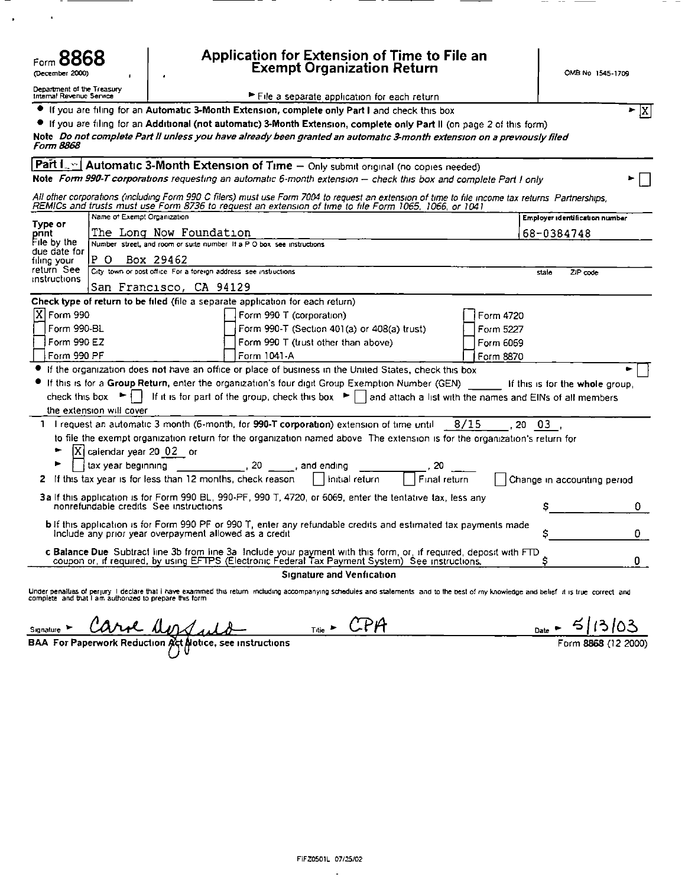# Form 8868

(December 2000)

Department of the Treasury
Internal Revenue Service

## Application for Extension of Time to File an Exempt Organization Return

OMB No 1545-1709

► File a separate application for each return

- If you are filing for an **Automatic 3-Month Extension, complete only Part I** and check this box ► [X]
- If you are filing for an **Additional (not automatic) 3-Month Extension, complete only Part II** (on page 2 of this form)

**Note** *Do not complete Part II unless you have already been granted an automatic 3-month extension on a previously filed Form 8868*

## Part I Automatic 3-Month Extension of Time — Only submit original (no copies needed)

**Note** *Form 990-T corporations requesting an automatic 6-month extension — check this box and complete Part I only* ► [ ]

*All other corporations (including Form 990 C filers) must use Form 7004 to request an extension of time to file income tax returns Partnerships, REMICs and trusts must use Form 8736 to request an extension of time to file Form 1065, 1066, or 1041*

| Type or print. File by the due date for filing your return See instructions | |
|---|---|
| Name of Exempt Organization | The Long Now Foundation |
| Employer identification number | 68-0384748 |
| Number street, and room or suite number If a P O box see instructions | P O Box 29462 |
| City town or post office For a foreign address see instructions / state / ZIP code | San Francisco, CA 94129 |

**Check type of return to be filed** (file a separate application for each return)

| | | |
|---|---|---|
| [X] Form 990 | [ ] Form 990 T (corporation) | [ ] Form 4720 |
| [ ] Form 990-BL | [ ] Form 990-T (Section 401(a) or 408(a) trust) | [ ] Form 5227 |
| [ ] Form 990 EZ | [ ] Form 990 T (trust other than above) | [ ] Form 6069 |
| [ ] Form 990 PF | [ ] Form 1041-A | [ ] Form 8870 |

- If the organization does **not** have an office or place of business in the United States, check this box ► [ ]
- If this is for a **Group Return**, enter the organization's four digit Group Exemption Number (GEN) ______ If this is for the **whole** group, check this box ► [ ] If it is for part of the group, check this box ► [ ] and attach a list with the names and EINs of all members the extension will cover

1 I request an automatic 3 month (6-month, for **990-T corporation**) extension of time until 8/15, 20 03, to file the exempt organization return for the organization named above The extension is for the organization's return for

► [X] calendar year 20 02 or

► [ ] tax year beginning __________, 20 ____, and ending __________, 20 ____

2 If this tax year is for less than 12 months, check reason [ ] Initial return [ ] Final return [ ] Change in accounting period

3a If this application is for Form 990 BL, 990-PF, 990 T, 4720, or 6069, enter the tentative tax, less any nonrefundable credits See instructions $ 0

b If this application is for Form 990 PF or 990 T, enter any refundable credits and estimated tax payments made Include any prior year overpayment allowed as a credit $ 0

c **Balance Due** Subtract line 3b from line 3a Include your payment with this form, or, if required, deposit with FTD coupon or, if required, by using EFTPS (Electronic Federal Tax Payment System) See instructions. $ 0

### Signature and Verification

Under penalties of perjury I declare that I have examined this return including accompanying schedules and statements and to the best of my knowledge and belief it is true correct and complete and that I am authorized to prepare this form

Signature ► Carol Ag[illegible] Title ► CPA Date ► 5/13/03

**BAA For Paperwork Reduction Act Notice, see instructions** Form **8868** (12 2000)

FIFZ0501L 07/25/02